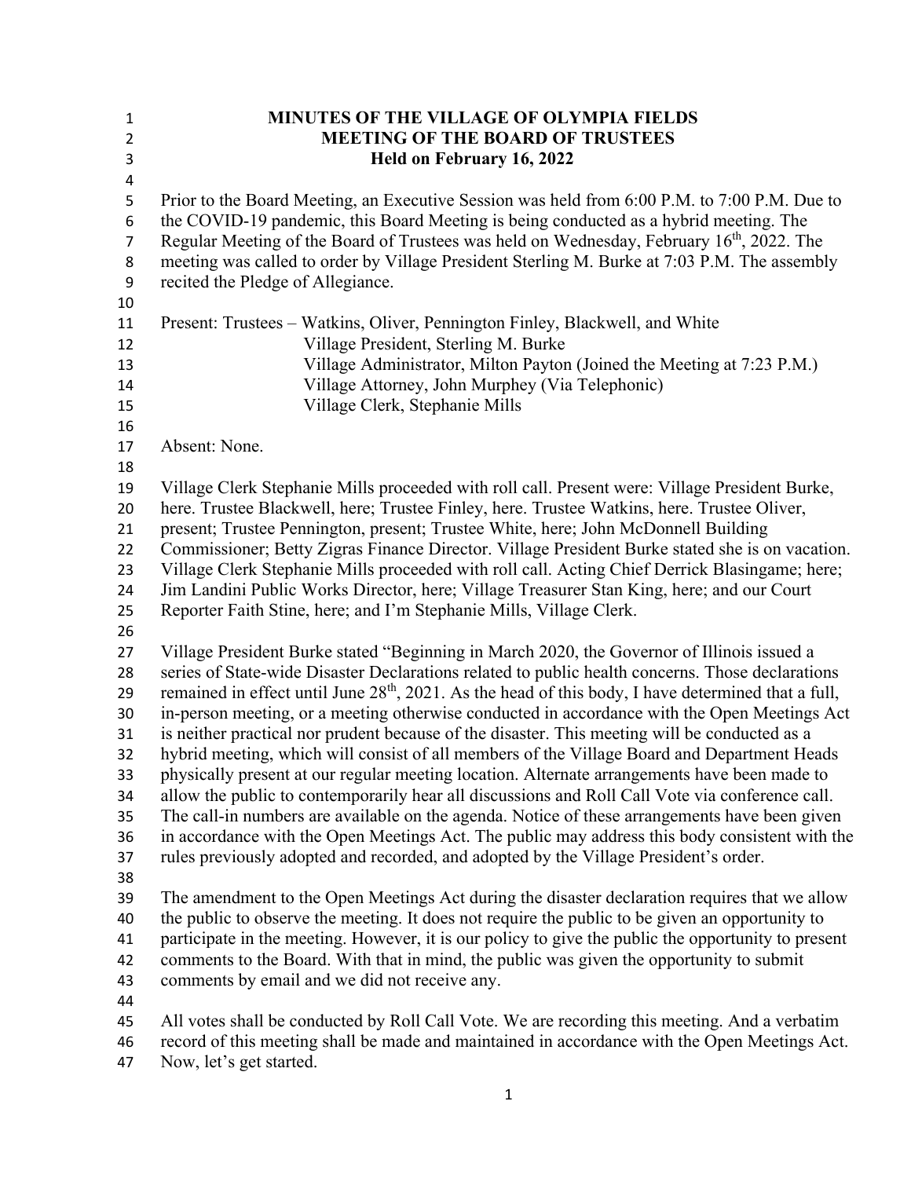# MINUTES OF THE VILLAGE OF OLYMPIA FIELDS
## MEETING OF THE BOARD OF TRUSTEES
### Held on February 16, 2022

Prior to the Board Meeting, an Executive Session was held from 6:00 P.M. to 7:00 P.M. Due to the COVID-19 pandemic, this Board Meeting is being conducted as a hybrid meeting. The Regular Meeting of the Board of Trustees was held on Wednesday, February 16th, 2022. The meeting was called to order by Village President Sterling M. Burke at 7:03 P.M. The assembly recited the Pledge of Allegiance.

Present: Trustees – Watkins, Oliver, Pennington Finley, Blackwell, and White
Village President, Sterling M. Burke
Village Administrator, Milton Payton (Joined the Meeting at 7:23 P.M.)
Village Attorney, John Murphey (Via Telephonic)
Village Clerk, Stephanie Mills

Absent: None.

Village Clerk Stephanie Mills proceeded with roll call. Present were: Village President Burke, here. Trustee Blackwell, here; Trustee Finley, here. Trustee Watkins, here. Trustee Oliver, present; Trustee Pennington, present; Trustee White, here; John McDonnell Building Commissioner; Betty Zigras Finance Director. Village President Burke stated she is on vacation. Village Clerk Stephanie Mills proceeded with roll call. Acting Chief Derrick Blasingame; here; Jim Landini Public Works Director, here; Village Treasurer Stan King, here; and our Court Reporter Faith Stine, here; and I'm Stephanie Mills, Village Clerk.

Village President Burke stated "Beginning in March 2020, the Governor of Illinois issued a series of State-wide Disaster Declarations related to public health concerns. Those declarations remained in effect until June 28th, 2021. As the head of this body, I have determined that a full, in-person meeting, or a meeting otherwise conducted in accordance with the Open Meetings Act is neither practical nor prudent because of the disaster. This meeting will be conducted as a hybrid meeting, which will consist of all members of the Village Board and Department Heads physically present at our regular meeting location. Alternate arrangements have been made to allow the public to contemporarily hear all discussions and Roll Call Vote via conference call. The call-in numbers are available on the agenda. Notice of these arrangements have been given in accordance with the Open Meetings Act. The public may address this body consistent with the rules previously adopted and recorded, and adopted by the Village President's order.

The amendment to the Open Meetings Act during the disaster declaration requires that we allow the public to observe the meeting. It does not require the public to be given an opportunity to participate in the meeting. However, it is our policy to give the public the opportunity to present comments to the Board. With that in mind, the public was given the opportunity to submit comments by email and we did not receive any.

All votes shall be conducted by Roll Call Vote. We are recording this meeting. And a verbatim record of this meeting shall be made and maintained in accordance with the Open Meetings Act. Now, let's get started.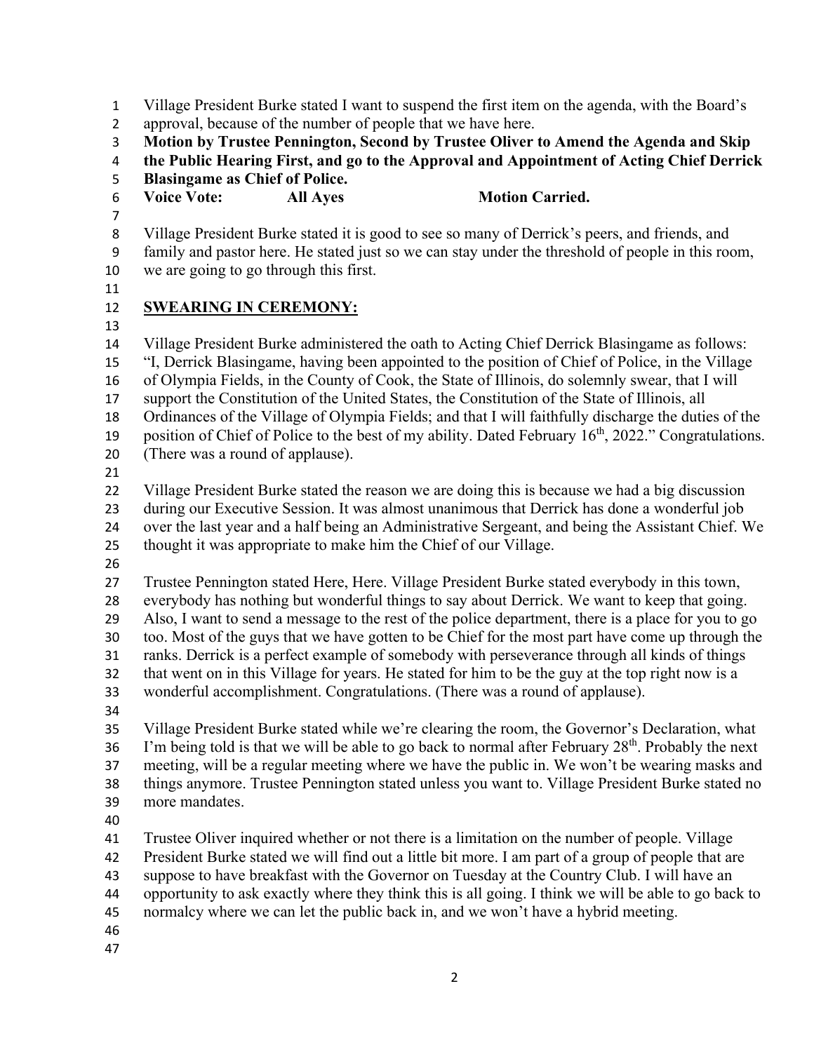Village President Burke stated I want to suspend the first item on the agenda, with the Board's approval, because of the number of people that we have here.

**Motion by Trustee Pennington, Second by Trustee Oliver to Amend the Agenda and Skip the Public Hearing First, and go to the Approval and Appointment of Acting Chief Derrick Blasingame as Chief of Police.**

**Voice Vote: All Ayes Motion Carried.**

Village President Burke stated it is good to see so many of Derrick's peers, and friends, and family and pastor here. He stated just so we can stay under the threshold of people in this room, we are going to go through this first.

## SWEARING IN CEREMONY:

Village President Burke administered the oath to Acting Chief Derrick Blasingame as follows: "I, Derrick Blasingame, having been appointed to the position of Chief of Police, in the Village of Olympia Fields, in the County of Cook, the State of Illinois, do solemnly swear, that I will support the Constitution of the United States, the Constitution of the State of Illinois, all Ordinances of the Village of Olympia Fields; and that I will faithfully discharge the duties of the position of Chief of Police to the best of my ability. Dated February 16th, 2022." Congratulations. (There was a round of applause).

Village President Burke stated the reason we are doing this is because we had a big discussion during our Executive Session. It was almost unanimous that Derrick has done a wonderful job over the last year and a half being an Administrative Sergeant, and being the Assistant Chief. We thought it was appropriate to make him the Chief of our Village.

Trustee Pennington stated Here, Here. Village President Burke stated everybody in this town, everybody has nothing but wonderful things to say about Derrick. We want to keep that going. Also, I want to send a message to the rest of the police department, there is a place for you to go too. Most of the guys that we have gotten to be Chief for the most part have come up through the ranks. Derrick is a perfect example of somebody with perseverance through all kinds of things that went on in this Village for years. He stated for him to be the guy at the top right now is a wonderful accomplishment. Congratulations. (There was a round of applause).

Village President Burke stated while we're clearing the room, the Governor's Declaration, what I'm being told is that we will be able to go back to normal after February 28th. Probably the next meeting, will be a regular meeting where we have the public in. We won't be wearing masks and things anymore. Trustee Pennington stated unless you want to. Village President Burke stated no more mandates.

Trustee Oliver inquired whether or not there is a limitation on the number of people. Village President Burke stated we will find out a little bit more. I am part of a group of people that are suppose to have breakfast with the Governor on Tuesday at the Country Club. I will have an opportunity to ask exactly where they think this is all going. I think we will be able to go back to normalcy where we can let the public back in, and we won't have a hybrid meeting.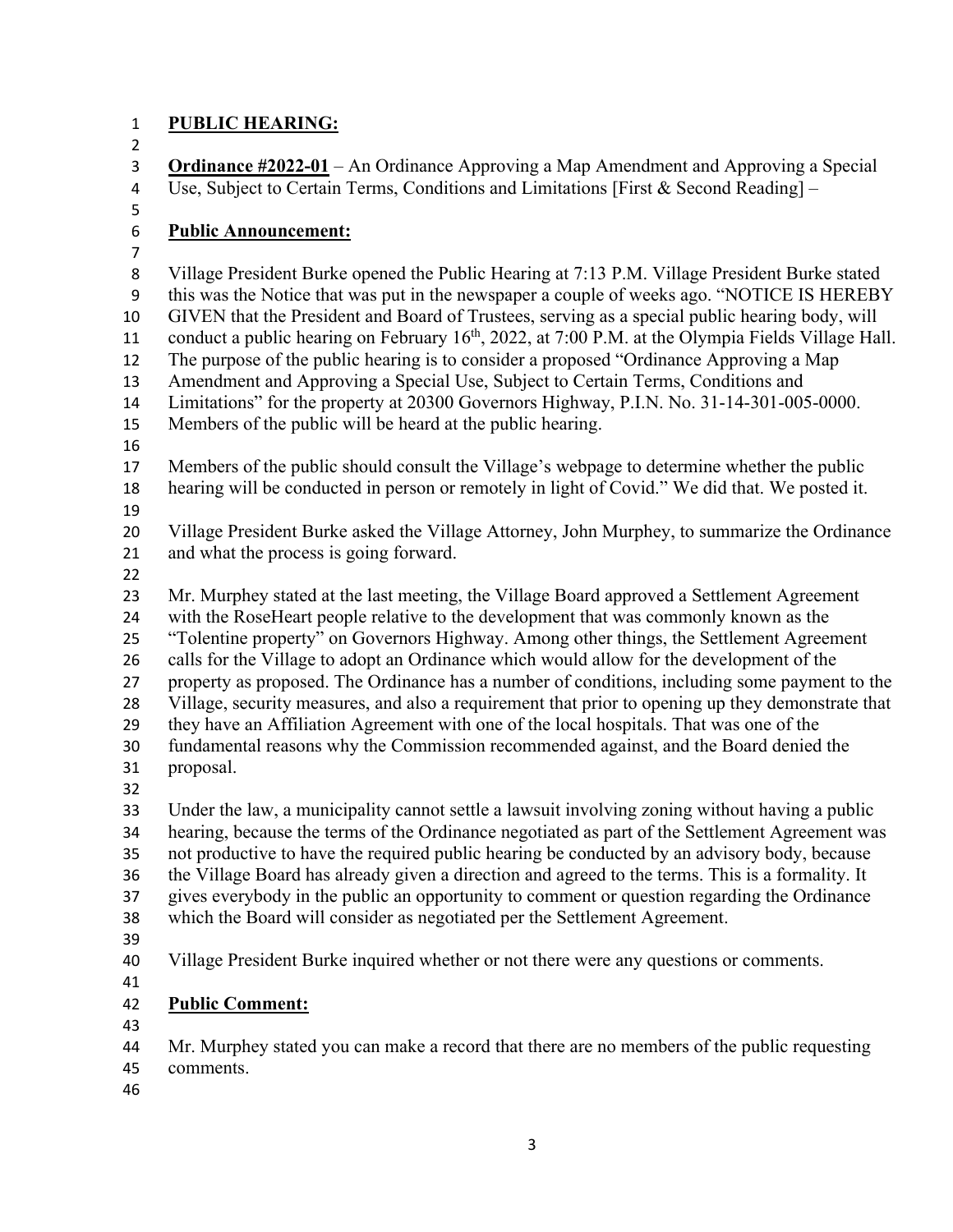**PUBLIC HEARING:**

**Ordinance #2022-01** – An Ordinance Approving a Map Amendment and Approving a Special Use, Subject to Certain Terms, Conditions and Limitations [First & Second Reading] –

**Public Announcement:**

Village President Burke opened the Public Hearing at 7:13 P.M. Village President Burke stated this was the Notice that was put in the newspaper a couple of weeks ago. "NOTICE IS HEREBY GIVEN that the President and Board of Trustees, serving as a special public hearing body, will conduct a public hearing on February 16th, 2022, at 7:00 P.M. at the Olympia Fields Village Hall. The purpose of the public hearing is to consider a proposed "Ordinance Approving a Map Amendment and Approving a Special Use, Subject to Certain Terms, Conditions and Limitations" for the property at 20300 Governors Highway, P.I.N. No. 31-14-301-005-0000. Members of the public will be heard at the public hearing.

Members of the public should consult the Village's webpage to determine whether the public hearing will be conducted in person or remotely in light of Covid." We did that. We posted it.

Village President Burke asked the Village Attorney, John Murphey, to summarize the Ordinance and what the process is going forward.

Mr. Murphey stated at the last meeting, the Village Board approved a Settlement Agreement with the RoseHeart people relative to the development that was commonly known as the "Tolentine property" on Governors Highway. Among other things, the Settlement Agreement calls for the Village to adopt an Ordinance which would allow for the development of the property as proposed. The Ordinance has a number of conditions, including some payment to the Village, security measures, and also a requirement that prior to opening up they demonstrate that they have an Affiliation Agreement with one of the local hospitals. That was one of the fundamental reasons why the Commission recommended against, and the Board denied the proposal.

Under the law, a municipality cannot settle a lawsuit involving zoning without having a public hearing, because the terms of the Ordinance negotiated as part of the Settlement Agreement was not productive to have the required public hearing be conducted by an advisory body, because the Village Board has already given a direction and agreed to the terms. This is a formality. It gives everybody in the public an opportunity to comment or question regarding the Ordinance which the Board will consider as negotiated per the Settlement Agreement.

Village President Burke inquired whether or not there were any questions or comments.

**Public Comment:**

Mr. Murphey stated you can make a record that there are no members of the public requesting comments.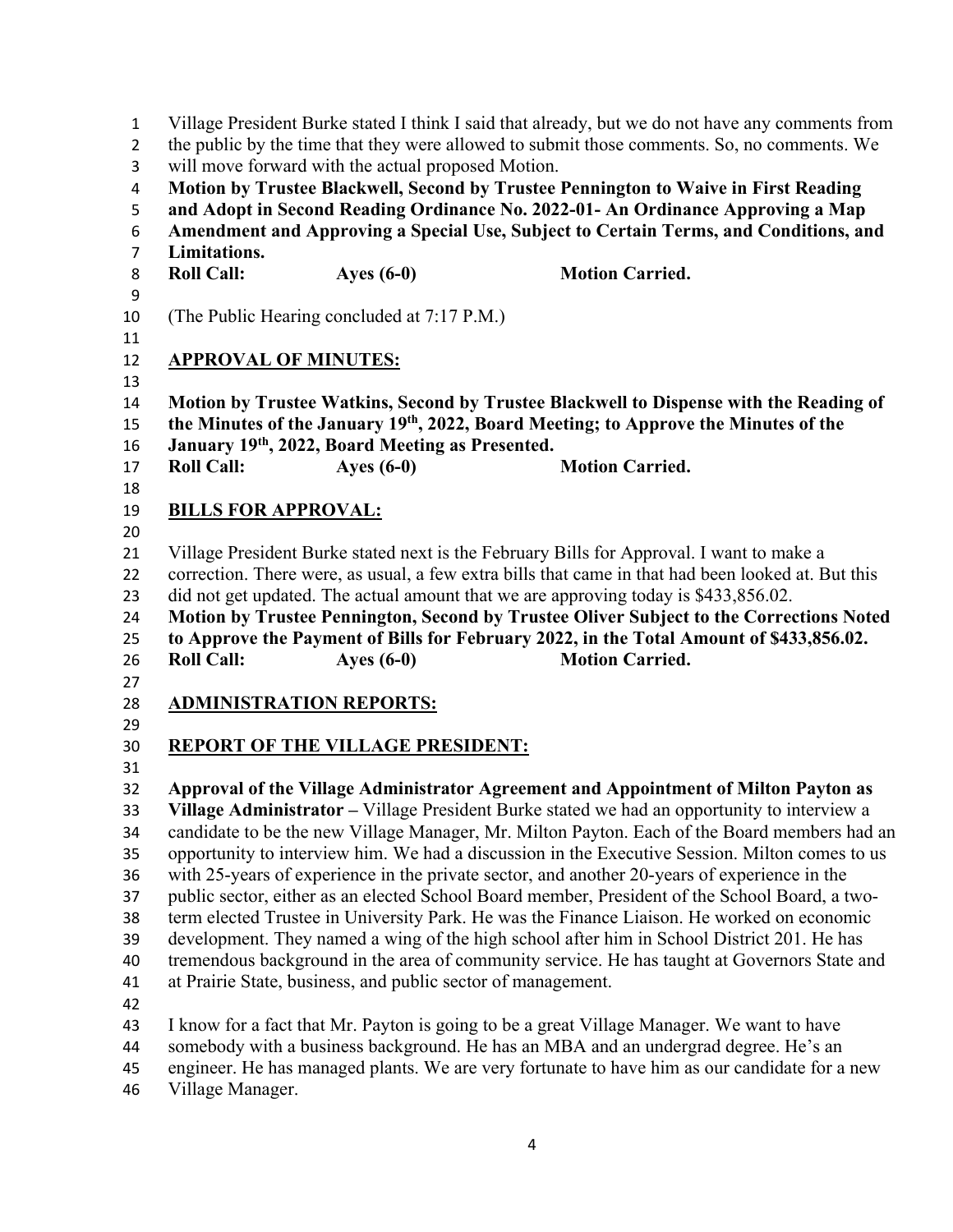Village President Burke stated I think I said that already, but we do not have any comments from the public by the time that they were allowed to submit those comments. So, no comments. We will move forward with the actual proposed Motion.

**Motion by Trustee Blackwell, Second by Trustee Pennington to Waive in First Reading and Adopt in Second Reading Ordinance No. 2022-01- An Ordinance Approving a Map Amendment and Approving a Special Use, Subject to Certain Terms, and Conditions, and Limitations.**

**Roll Call: Ayes (6-0) Motion Carried.**

(The Public Hearing concluded at 7:17 P.M.)

## APPROVAL OF MINUTES:

**Motion by Trustee Watkins, Second by Trustee Blackwell to Dispense with the Reading of the Minutes of the January 19th, 2022, Board Meeting; to Approve the Minutes of the January 19th, 2022, Board Meeting as Presented.**

**Roll Call: Ayes (6-0) Motion Carried.**

## BILLS FOR APPROVAL:

Village President Burke stated next is the February Bills for Approval. I want to make a correction. There were, as usual, a few extra bills that came in that had been looked at. But this did not get updated. The actual amount that we are approving today is $433,856.02.

**Motion by Trustee Pennington, Second by Trustee Oliver Subject to the Corrections Noted to Approve the Payment of Bills for February 2022, in the Total Amount of $433,856.02.**

**Roll Call: Ayes (6-0) Motion Carried.**

## ADMINISTRATION REPORTS:

## REPORT OF THE VILLAGE PRESIDENT:

**Approval of the Village Administrator Agreement and Appointment of Milton Payton as Village Administrator** – Village President Burke stated we had an opportunity to interview a candidate to be the new Village Manager, Mr. Milton Payton. Each of the Board members had an opportunity to interview him. We had a discussion in the Executive Session. Milton comes to us with 25-years of experience in the private sector, and another 20-years of experience in the public sector, either as an elected School Board member, President of the School Board, a two-term elected Trustee in University Park. He was the Finance Liaison. He worked on economic development. They named a wing of the high school after him in School District 201. He has tremendous background in the area of community service. He has taught at Governors State and at Prairie State, business, and public sector of management.

I know for a fact that Mr. Payton is going to be a great Village Manager. We want to have somebody with a business background. He has an MBA and an undergrad degree. He's an engineer. He has managed plants. We are very fortunate to have him as our candidate for a new Village Manager.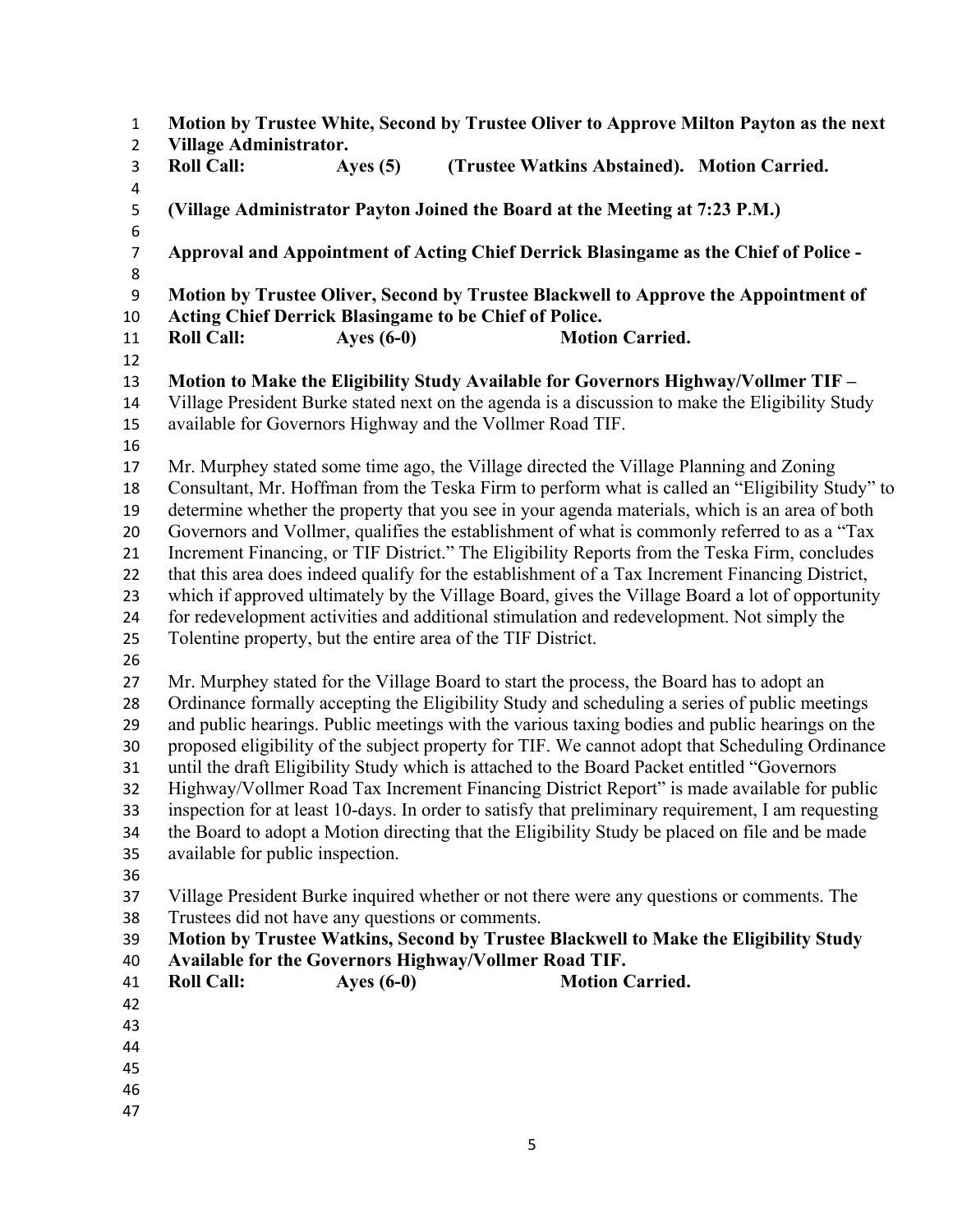**Motion by Trustee White, Second by Trustee Oliver to Approve Milton Payton as the next Village Administrator.**
**Roll Call: Ayes (5) (Trustee Watkins Abstained). Motion Carried.**

**(Village Administrator Payton Joined the Board at the Meeting at 7:23 P.M.)**

**Approval and Appointment of Acting Chief Derrick Blasingame as the Chief of Police -**

**Motion by Trustee Oliver, Second by Trustee Blackwell to Approve the Appointment of Acting Chief Derrick Blasingame to be Chief of Police.**
**Roll Call: Ayes (6-0) Motion Carried.**

**Motion to Make the Eligibility Study Available for Governors Highway/Vollmer TIF –**
Village President Burke stated next on the agenda is a discussion to make the Eligibility Study available for Governors Highway and the Vollmer Road TIF.

Mr. Murphey stated some time ago, the Village directed the Village Planning and Zoning Consultant, Mr. Hoffman from the Teska Firm to perform what is called an "Eligibility Study" to determine whether the property that you see in your agenda materials, which is an area of both Governors and Vollmer, qualifies the establishment of what is commonly referred to as a "Tax Increment Financing, or TIF District." The Eligibility Reports from the Teska Firm, concludes that this area does indeed qualify for the establishment of a Tax Increment Financing District, which if approved ultimately by the Village Board, gives the Village Board a lot of opportunity for redevelopment activities and additional stimulation and redevelopment. Not simply the Tolentine property, but the entire area of the TIF District.

Mr. Murphey stated for the Village Board to start the process, the Board has to adopt an Ordinance formally accepting the Eligibility Study and scheduling a series of public meetings and public hearings. Public meetings with the various taxing bodies and public hearings on the proposed eligibility of the subject property for TIF. We cannot adopt that Scheduling Ordinance until the draft Eligibility Study which is attached to the Board Packet entitled "Governors Highway/Vollmer Road Tax Increment Financing District Report" is made available for public inspection for at least 10-days. In order to satisfy that preliminary requirement, I am requesting the Board to adopt a Motion directing that the Eligibility Study be placed on file and be made available for public inspection.

Village President Burke inquired whether or not there were any questions or comments. The Trustees did not have any questions or comments.
**Motion by Trustee Watkins, Second by Trustee Blackwell to Make the Eligibility Study Available for the Governors Highway/Vollmer Road TIF.**
**Roll Call: Ayes (6-0) Motion Carried.**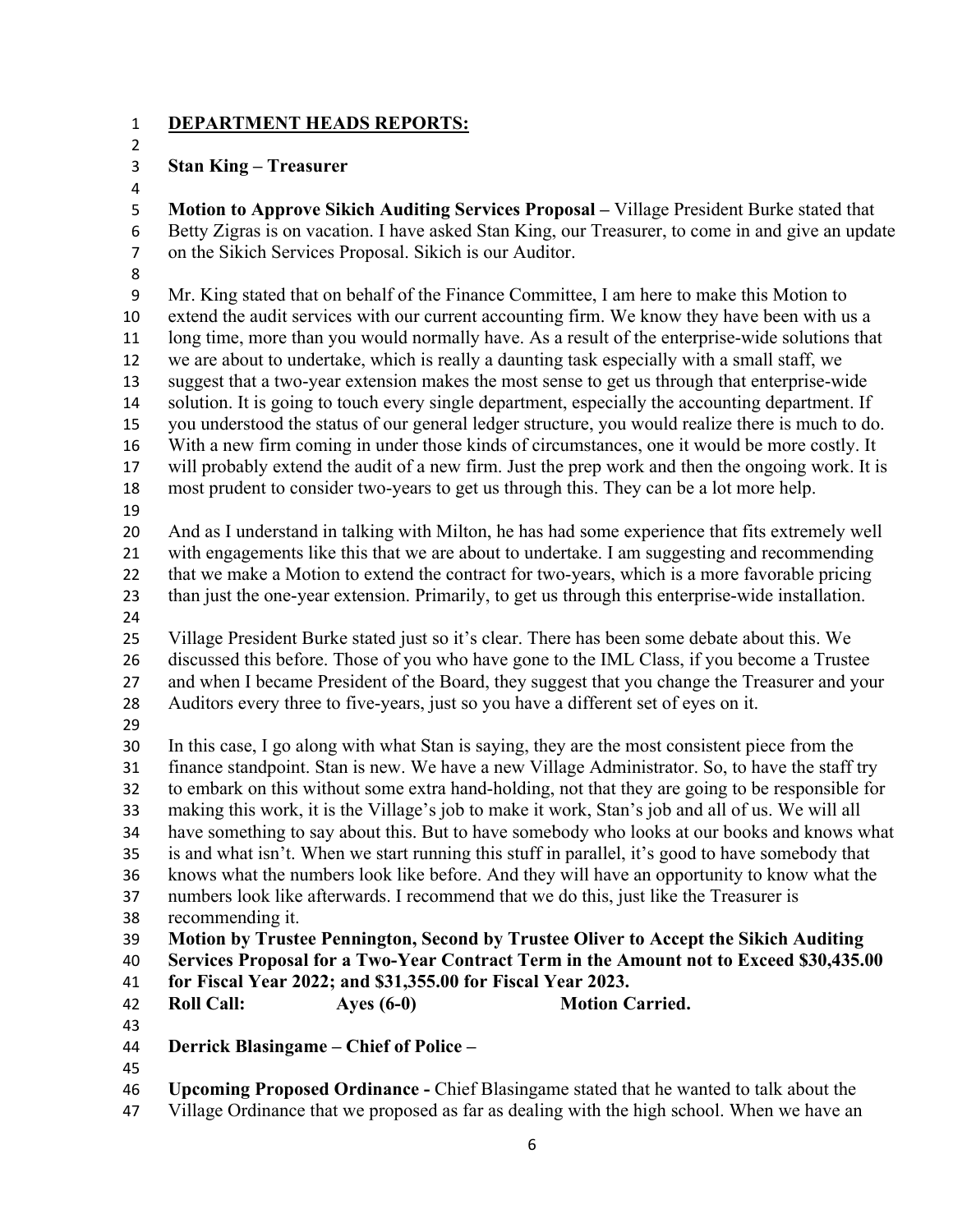## DEPARTMENT HEADS REPORTS:

**Stan King – Treasurer**

**Motion to Approve Sikich Auditing Services Proposal –** Village President Burke stated that Betty Zigras is on vacation. I have asked Stan King, our Treasurer, to come in and give an update on the Sikich Services Proposal. Sikich is our Auditor.

Mr. King stated that on behalf of the Finance Committee, I am here to make this Motion to extend the audit services with our current accounting firm. We know they have been with us a long time, more than you would normally have. As a result of the enterprise-wide solutions that we are about to undertake, which is really a daunting task especially with a small staff, we suggest that a two-year extension makes the most sense to get us through that enterprise-wide solution. It is going to touch every single department, especially the accounting department. If you understood the status of our general ledger structure, you would realize there is much to do. With a new firm coming in under those kinds of circumstances, one it would be more costly. It will probably extend the audit of a new firm. Just the prep work and then the ongoing work. It is most prudent to consider two-years to get us through this. They can be a lot more help.

And as I understand in talking with Milton, he has had some experience that fits extremely well with engagements like this that we are about to undertake. I am suggesting and recommending that we make a Motion to extend the contract for two-years, which is a more favorable pricing than just the one-year extension. Primarily, to get us through this enterprise-wide installation.

Village President Burke stated just so it's clear. There has been some debate about this. We discussed this before. Those of you who have gone to the IML Class, if you become a Trustee and when I became President of the Board, they suggest that you change the Treasurer and your Auditors every three to five-years, just so you have a different set of eyes on it.

In this case, I go along with what Stan is saying, they are the most consistent piece from the finance standpoint. Stan is new. We have a new Village Administrator. So, to have the staff try to embark on this without some extra hand-holding, not that they are going to be responsible for making this work, it is the Village's job to make it work, Stan's job and all of us. We will all have something to say about this. But to have somebody who looks at our books and knows what is and what isn't. When we start running this stuff in parallel, it's good to have somebody that knows what the numbers look like before. And they will have an opportunity to know what the numbers look like afterwards. I recommend that we do this, just like the Treasurer is recommending it.

**Motion by Trustee Pennington, Second by Trustee Oliver to Accept the Sikich Auditing Services Proposal for a Two-Year Contract Term in the Amount not to Exceed $30,435.00 for Fiscal Year 2022; and $31,355.00 for Fiscal Year 2023.**

**Roll Call: Ayes (6-0) Motion Carried.**

**Derrick Blasingame – Chief of Police –**

**Upcoming Proposed Ordinance -** Chief Blasingame stated that he wanted to talk about the Village Ordinance that we proposed as far as dealing with the high school. When we have an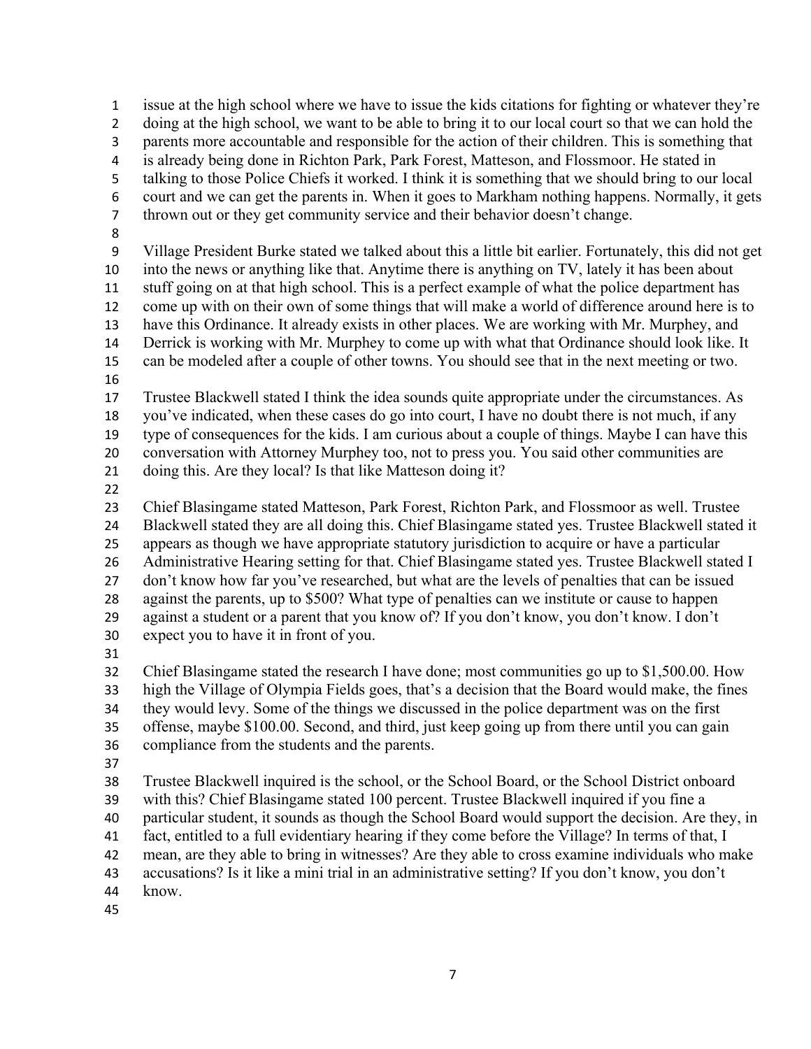issue at the high school where we have to issue the kids citations for fighting or whatever they're doing at the high school, we want to be able to bring it to our local court so that we can hold the parents more accountable and responsible for the action of their children. This is something that is already being done in Richton Park, Park Forest, Matteson, and Flossmoor. He stated in talking to those Police Chiefs it worked. I think it is something that we should bring to our local court and we can get the parents in. When it goes to Markham nothing happens. Normally, it gets thrown out or they get community service and their behavior doesn't change.

Village President Burke stated we talked about this a little bit earlier. Fortunately, this did not get into the news or anything like that. Anytime there is anything on TV, lately it has been about stuff going on at that high school. This is a perfect example of what the police department has come up with on their own of some things that will make a world of difference around here is to have this Ordinance. It already exists in other places. We are working with Mr. Murphey, and Derrick is working with Mr. Murphey to come up with what that Ordinance should look like. It can be modeled after a couple of other towns. You should see that in the next meeting or two.

Trustee Blackwell stated I think the idea sounds quite appropriate under the circumstances. As you've indicated, when these cases do go into court, I have no doubt there is not much, if any type of consequences for the kids. I am curious about a couple of things. Maybe I can have this conversation with Attorney Murphey too, not to press you. You said other communities are doing this. Are they local? Is that like Matteson doing it?

Chief Blasingame stated Matteson, Park Forest, Richton Park, and Flossmoor as well. Trustee Blackwell stated they are all doing this. Chief Blasingame stated yes. Trustee Blackwell stated it appears as though we have appropriate statutory jurisdiction to acquire or have a particular Administrative Hearing setting for that. Chief Blasingame stated yes. Trustee Blackwell stated I don't know how far you've researched, but what are the levels of penalties that can be issued against the parents, up to $500? What type of penalties can we institute or cause to happen against a student or a parent that you know of? If you don't know, you don't know. I don't expect you to have it in front of you.

Chief Blasingame stated the research I have done; most communities go up to $1,500.00. How high the Village of Olympia Fields goes, that's a decision that the Board would make, the fines they would levy. Some of the things we discussed in the police department was on the first offense, maybe $100.00. Second, and third, just keep going up from there until you can gain compliance from the students and the parents.

Trustee Blackwell inquired is the school, or the School Board, or the School District onboard with this? Chief Blasingame stated 100 percent. Trustee Blackwell inquired if you fine a particular student, it sounds as though the School Board would support the decision. Are they, in fact, entitled to a full evidentiary hearing if they come before the Village? In terms of that, I mean, are they able to bring in witnesses? Are they able to cross examine individuals who make accusations? Is it like a mini trial in an administrative setting? If you don't know, you don't know.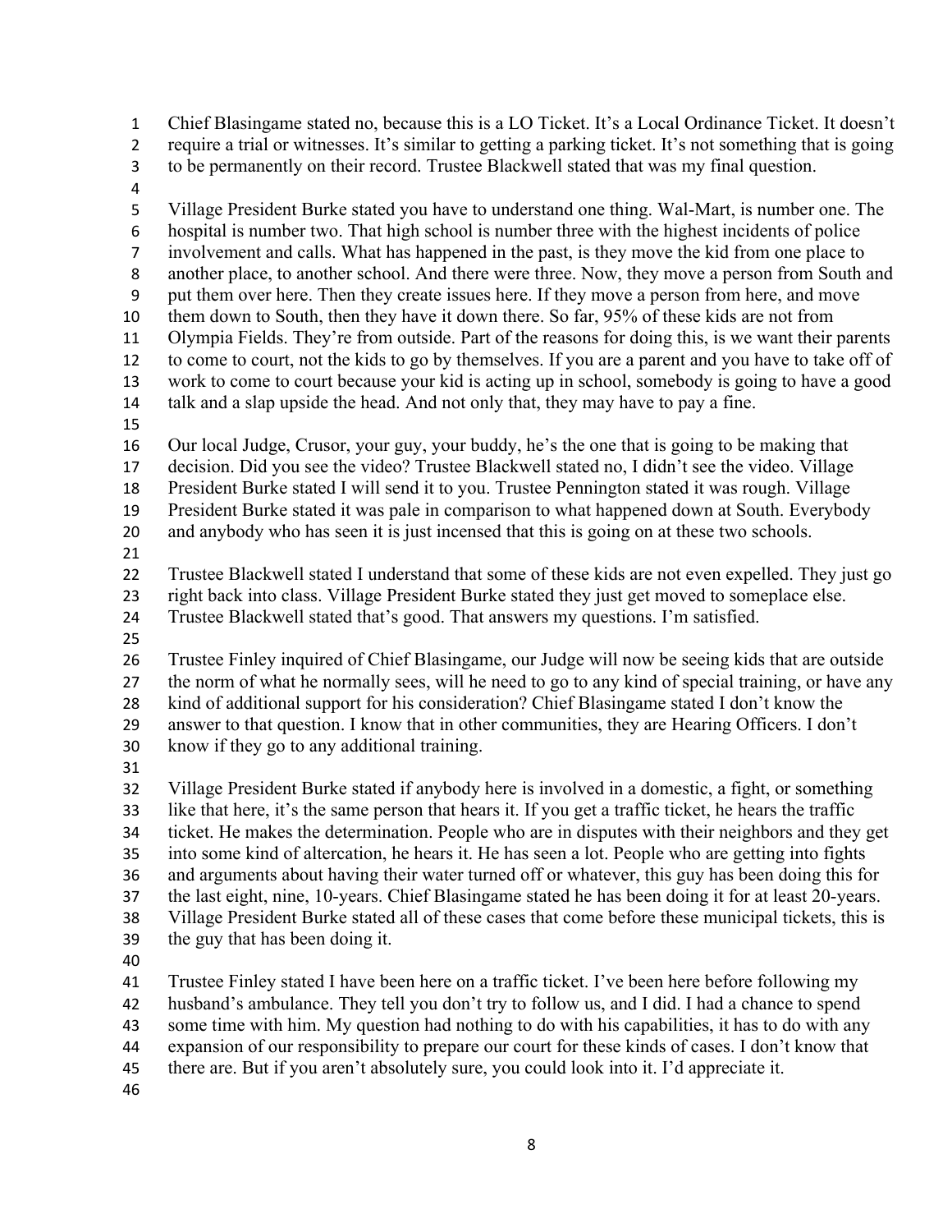Chief Blasingame stated no, because this is a LO Ticket. It's a Local Ordinance Ticket. It doesn't require a trial or witnesses. It's similar to getting a parking ticket. It's not something that is going to be permanently on their record. Trustee Blackwell stated that was my final question.

Village President Burke stated you have to understand one thing. Wal-Mart, is number one. The hospital is number two. That high school is number three with the highest incidents of police involvement and calls. What has happened in the past, is they move the kid from one place to another place, to another school. And there were three. Now, they move a person from South and put them over here. Then they create issues here. If they move a person from here, and move them down to South, then they have it down there. So far, 95% of these kids are not from Olympia Fields. They're from outside. Part of the reasons for doing this, is we want their parents to come to court, not the kids to go by themselves. If you are a parent and you have to take off of work to come to court because your kid is acting up in school, somebody is going to have a good talk and a slap upside the head. And not only that, they may have to pay a fine.

Our local Judge, Crusor, your guy, your buddy, he's the one that is going to be making that decision. Did you see the video? Trustee Blackwell stated no, I didn't see the video. Village President Burke stated I will send it to you. Trustee Pennington stated it was rough. Village President Burke stated it was pale in comparison to what happened down at South. Everybody and anybody who has seen it is just incensed that this is going on at these two schools.

Trustee Blackwell stated I understand that some of these kids are not even expelled. They just go right back into class. Village President Burke stated they just get moved to someplace else. Trustee Blackwell stated that's good. That answers my questions. I'm satisfied.

Trustee Finley inquired of Chief Blasingame, our Judge will now be seeing kids that are outside the norm of what he normally sees, will he need to go to any kind of special training, or have any kind of additional support for his consideration? Chief Blasingame stated I don't know the answer to that question. I know that in other communities, they are Hearing Officers. I don't know if they go to any additional training.

Village President Burke stated if anybody here is involved in a domestic, a fight, or something like that here, it's the same person that hears it. If you get a traffic ticket, he hears the traffic ticket. He makes the determination. People who are in disputes with their neighbors and they get into some kind of altercation, he hears it. He has seen a lot. People who are getting into fights and arguments about having their water turned off or whatever, this guy has been doing this for the last eight, nine, 10-years. Chief Blasingame stated he has been doing it for at least 20-years. Village President Burke stated all of these cases that come before these municipal tickets, this is the guy that has been doing it.

Trustee Finley stated I have been here on a traffic ticket. I've been here before following my husband's ambulance. They tell you don't try to follow us, and I did. I had a chance to spend some time with him. My question had nothing to do with his capabilities, it has to do with any expansion of our responsibility to prepare our court for these kinds of cases. I don't know that there are. But if you aren't absolutely sure, you could look into it. I'd appreciate it.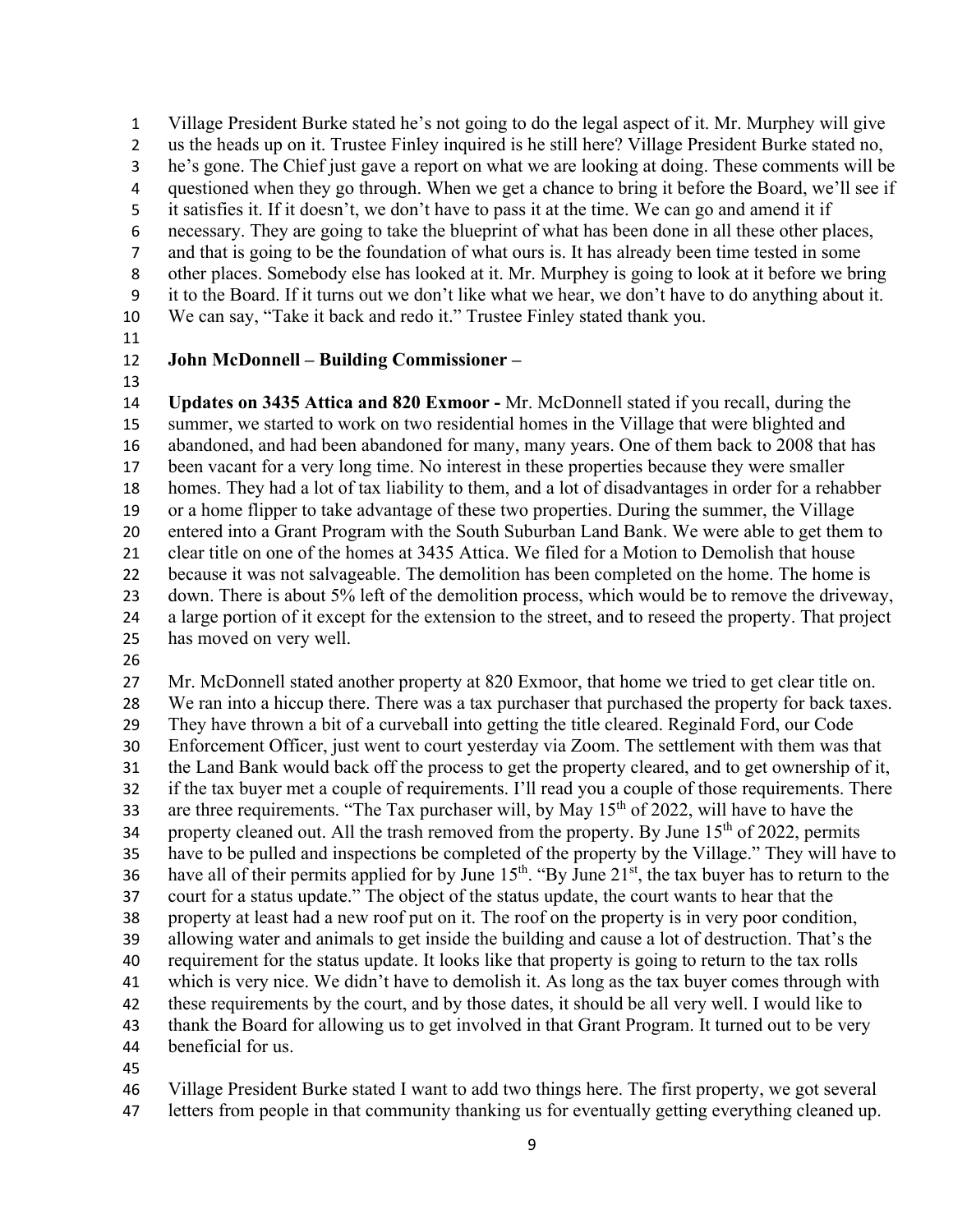Village President Burke stated he's not going to do the legal aspect of it. Mr. Murphey will give us the heads up on it. Trustee Finley inquired is he still here? Village President Burke stated no, he's gone. The Chief just gave a report on what we are looking at doing. These comments will be questioned when they go through. When we get a chance to bring it before the Board, we'll see if it satisfies it. If it doesn't, we don't have to pass it at the time. We can go and amend it if necessary. They are going to take the blueprint of what has been done in all these other places, and that is going to be the foundation of what ours is. It has already been time tested in some other places. Somebody else has looked at it. Mr. Murphey is going to look at it before we bring it to the Board. If it turns out we don't like what we hear, we don't have to do anything about it. We can say, "Take it back and redo it." Trustee Finley stated thank you.

**John McDonnell – Building Commissioner –**

**Updates on 3435 Attica and 820 Exmoor -** Mr. McDonnell stated if you recall, during the summer, we started to work on two residential homes in the Village that were blighted and abandoned, and had been abandoned for many, many years. One of them back to 2008 that has been vacant for a very long time. No interest in these properties because they were smaller homes. They had a lot of tax liability to them, and a lot of disadvantages in order for a rehabber or a home flipper to take advantage of these two properties. During the summer, the Village entered into a Grant Program with the South Suburban Land Bank. We were able to get them to clear title on one of the homes at 3435 Attica. We filed for a Motion to Demolish that house because it was not salvageable. The demolition has been completed on the home. The home is down. There is about 5% left of the demolition process, which would be to remove the driveway, a large portion of it except for the extension to the street, and to reseed the property. That project has moved on very well.

Mr. McDonnell stated another property at 820 Exmoor, that home we tried to get clear title on. We ran into a hiccup there. There was a tax purchaser that purchased the property for back taxes. They have thrown a bit of a curveball into getting the title cleared. Reginald Ford, our Code Enforcement Officer, just went to court yesterday via Zoom. The settlement with them was that the Land Bank would back off the process to get the property cleared, and to get ownership of it, if the tax buyer met a couple of requirements. I'll read you a couple of those requirements. There are three requirements. "The Tax purchaser will, by May 15th of 2022, will have to have the property cleaned out. All the trash removed from the property. By June 15th of 2022, permits have to be pulled and inspections be completed of the property by the Village." They will have to have all of their permits applied for by June 15th. "By June 21st, the tax buyer has to return to the court for a status update." The object of the status update, the court wants to hear that the property at least had a new roof put on it. The roof on the property is in very poor condition, allowing water and animals to get inside the building and cause a lot of destruction. That's the requirement for the status update. It looks like that property is going to return to the tax rolls which is very nice. We didn't have to demolish it. As long as the tax buyer comes through with these requirements by the court, and by those dates, it should be all very well. I would like to thank the Board for allowing us to get involved in that Grant Program. It turned out to be very beneficial for us.

Village President Burke stated I want to add two things here. The first property, we got several letters from people in that community thanking us for eventually getting everything cleaned up.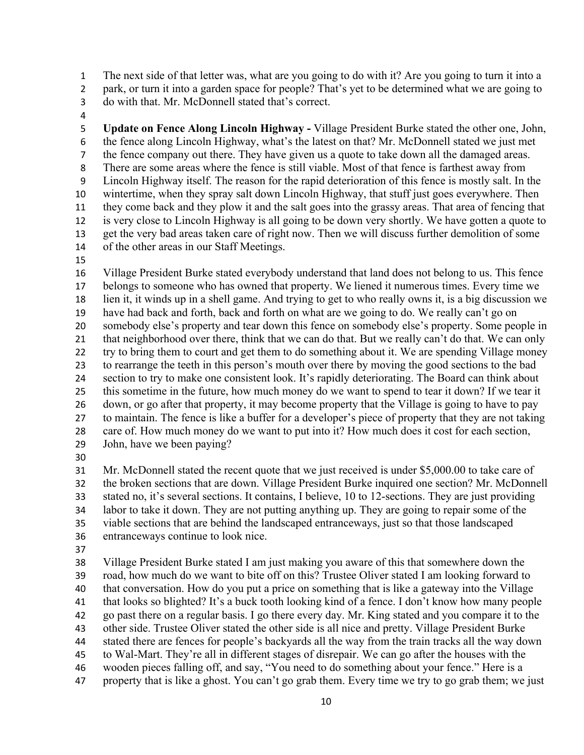The next side of that letter was, what are you going to do with it? Are you going to turn it into a park, or turn it into a garden space for people? That's yet to be determined what we are going to do with that. Mr. McDonnell stated that's correct.

**Update on Fence Along Lincoln Highway -** Village President Burke stated the other one, John, the fence along Lincoln Highway, what's the latest on that? Mr. McDonnell stated we just met the fence company out there. They have given us a quote to take down all the damaged areas. There are some areas where the fence is still viable. Most of that fence is farthest away from Lincoln Highway itself. The reason for the rapid deterioration of this fence is mostly salt. In the wintertime, when they spray salt down Lincoln Highway, that stuff just goes everywhere. Then they come back and they plow it and the salt goes into the grassy areas. That area of fencing that is very close to Lincoln Highway is all going to be down very shortly. We have gotten a quote to get the very bad areas taken care of right now. Then we will discuss further demolition of some of the other areas in our Staff Meetings.

Village President Burke stated everybody understand that land does not belong to us. This fence belongs to someone who has owned that property. We liened it numerous times. Every time we lien it, it winds up in a shell game. And trying to get to who really owns it, is a big discussion we have had back and forth, back and forth on what are we going to do. We really can't go on somebody else's property and tear down this fence on somebody else's property. Some people in that neighborhood over there, think that we can do that. But we really can't do that. We can only try to bring them to court and get them to do something about it. We are spending Village money to rearrange the teeth in this person's mouth over there by moving the good sections to the bad section to try to make one consistent look. It's rapidly deteriorating. The Board can think about this sometime in the future, how much money do we want to spend to tear it down? If we tear it down, or go after that property, it may become property that the Village is going to have to pay to maintain. The fence is like a buffer for a developer's piece of property that they are not taking care of. How much money do we want to put into it? How much does it cost for each section, John, have we been paying?

Mr. McDonnell stated the recent quote that we just received is under $5,000.00 to take care of the broken sections that are down. Village President Burke inquired one section? Mr. McDonnell stated no, it's several sections. It contains, I believe, 10 to 12-sections. They are just providing labor to take it down. They are not putting anything up. They are going to repair some of the viable sections that are behind the landscaped entranceways, just so that those landscaped entranceways continue to look nice.

Village President Burke stated I am just making you aware of this that somewhere down the road, how much do we want to bite off on this? Trustee Oliver stated I am looking forward to that conversation. How do you put a price on something that is like a gateway into the Village that looks so blighted? It's a buck tooth looking kind of a fence. I don't know how many people go past there on a regular basis. I go there every day. Mr. King stated and you compare it to the other side. Trustee Oliver stated the other side is all nice and pretty. Village President Burke stated there are fences for people's backyards all the way from the train tracks all the way down to Wal-Mart. They're all in different stages of disrepair. We can go after the houses with the wooden pieces falling off, and say, "You need to do something about your fence." Here is a property that is like a ghost. You can't go grab them. Every time we try to go grab them; we just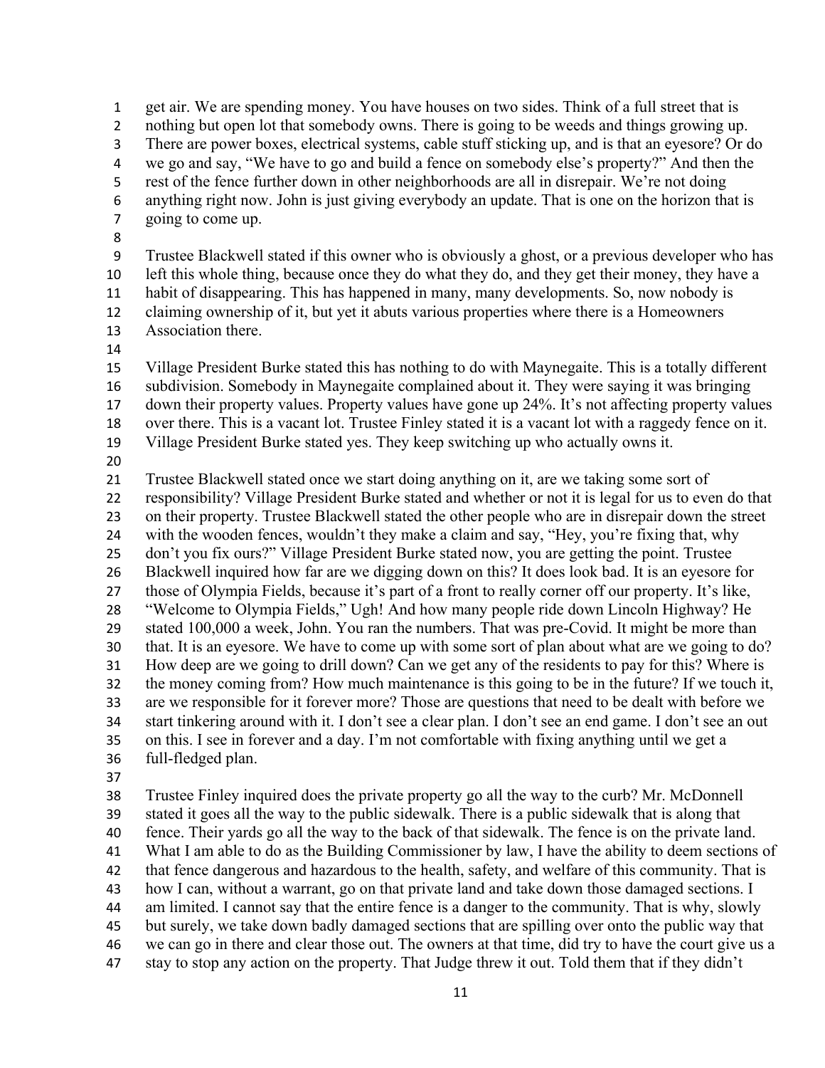get air. We are spending money. You have houses on two sides. Think of a full street that is nothing but open lot that somebody owns. There is going to be weeds and things growing up. There are power boxes, electrical systems, cable stuff sticking up, and is that an eyesore? Or do we go and say, "We have to go and build a fence on somebody else's property?" And then the rest of the fence further down in other neighborhoods are all in disrepair. We're not doing anything right now. John is just giving everybody an update. That is one on the horizon that is going to come up.

Trustee Blackwell stated if this owner who is obviously a ghost, or a previous developer who has left this whole thing, because once they do what they do, and they get their money, they have a habit of disappearing. This has happened in many, many developments. So, now nobody is claiming ownership of it, but yet it abuts various properties where there is a Homeowners Association there.

Village President Burke stated this has nothing to do with Maynegaite. This is a totally different subdivision. Somebody in Maynegaite complained about it. They were saying it was bringing down their property values. Property values have gone up 24%. It's not affecting property values over there. This is a vacant lot. Trustee Finley stated it is a vacant lot with a raggedy fence on it. Village President Burke stated yes. They keep switching up who actually owns it.

Trustee Blackwell stated once we start doing anything on it, are we taking some sort of responsibility? Village President Burke stated and whether or not it is legal for us to even do that on their property. Trustee Blackwell stated the other people who are in disrepair down the street with the wooden fences, wouldn't they make a claim and say, "Hey, you're fixing that, why don't you fix ours?" Village President Burke stated now, you are getting the point. Trustee Blackwell inquired how far are we digging down on this? It does look bad. It is an eyesore for those of Olympia Fields, because it's part of a front to really corner off our property. It's like, "Welcome to Olympia Fields," Ugh! And how many people ride down Lincoln Highway? He stated 100,000 a week, John. You ran the numbers. That was pre-Covid. It might be more than that. It is an eyesore. We have to come up with some sort of plan about what are we going to do? How deep are we going to drill down? Can we get any of the residents to pay for this? Where is the money coming from? How much maintenance is this going to be in the future? If we touch it, are we responsible for it forever more? Those are questions that need to be dealt with before we start tinkering around with it. I don't see a clear plan. I don't see an end game. I don't see an out on this. I see in forever and a day. I'm not comfortable with fixing anything until we get a full-fledged plan.

Trustee Finley inquired does the private property go all the way to the curb? Mr. McDonnell stated it goes all the way to the public sidewalk. There is a public sidewalk that is along that fence. Their yards go all the way to the back of that sidewalk. The fence is on the private land. What I am able to do as the Building Commissioner by law, I have the ability to deem sections of that fence dangerous and hazardous to the health, safety, and welfare of this community. That is how I can, without a warrant, go on that private land and take down those damaged sections. I am limited. I cannot say that the entire fence is a danger to the community. That is why, slowly but surely, we take down badly damaged sections that are spilling over onto the public way that we can go in there and clear those out. The owners at that time, did try to have the court give us a stay to stop any action on the property. That Judge threw it out. Told them that if they didn't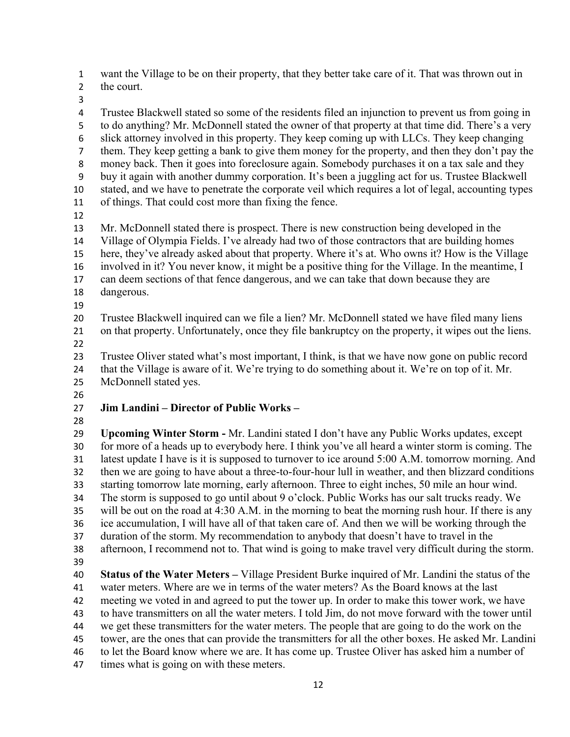want the Village to be on their property, that they better take care of it. That was thrown out in the court.

Trustee Blackwell stated so some of the residents filed an injunction to prevent us from going in to do anything? Mr. McDonnell stated the owner of that property at that time did. There's a very slick attorney involved in this property. They keep coming up with LLCs. They keep changing them. They keep getting a bank to give them money for the property, and then they don't pay the money back. Then it goes into foreclosure again. Somebody purchases it on a tax sale and they buy it again with another dummy corporation. It's been a juggling act for us. Trustee Blackwell stated, and we have to penetrate the corporate veil which requires a lot of legal, accounting types of things. That could cost more than fixing the fence.

Mr. McDonnell stated there is prospect. There is new construction being developed in the Village of Olympia Fields. I've already had two of those contractors that are building homes here, they've already asked about that property. Where it's at. Who owns it? How is the Village involved in it? You never know, it might be a positive thing for the Village. In the meantime, I can deem sections of that fence dangerous, and we can take that down because they are dangerous.

Trustee Blackwell inquired can we file a lien? Mr. McDonnell stated we have filed many liens on that property. Unfortunately, once they file bankruptcy on the property, it wipes out the liens.

Trustee Oliver stated what's most important, I think, is that we have now gone on public record that the Village is aware of it. We're trying to do something about it. We're on top of it. Mr. McDonnell stated yes.

**Jim Landini – Director of Public Works –**

**Upcoming Winter Storm -** Mr. Landini stated I don't have any Public Works updates, except for more of a heads up to everybody here. I think you've all heard a winter storm is coming. The latest update I have is it is supposed to turnover to ice around 5:00 A.M. tomorrow morning. And then we are going to have about a three-to-four-hour lull in weather, and then blizzard conditions starting tomorrow late morning, early afternoon. Three to eight inches, 50 mile an hour wind. The storm is supposed to go until about 9 o'clock. Public Works has our salt trucks ready. We will be out on the road at 4:30 A.M. in the morning to beat the morning rush hour. If there is any ice accumulation, I will have all of that taken care of. And then we will be working through the duration of the storm. My recommendation to anybody that doesn't have to travel in the afternoon, I recommend not to. That wind is going to make travel very difficult during the storm.

**Status of the Water Meters –** Village President Burke inquired of Mr. Landini the status of the water meters. Where are we in terms of the water meters? As the Board knows at the last meeting we voted in and agreed to put the tower up. In order to make this tower work, we have to have transmitters on all the water meters. I told Jim, do not move forward with the tower until we get these transmitters for the water meters. The people that are going to do the work on the tower, are the ones that can provide the transmitters for all the other boxes. He asked Mr. Landini to let the Board know where we are. It has come up. Trustee Oliver has asked him a number of times what is going on with these meters.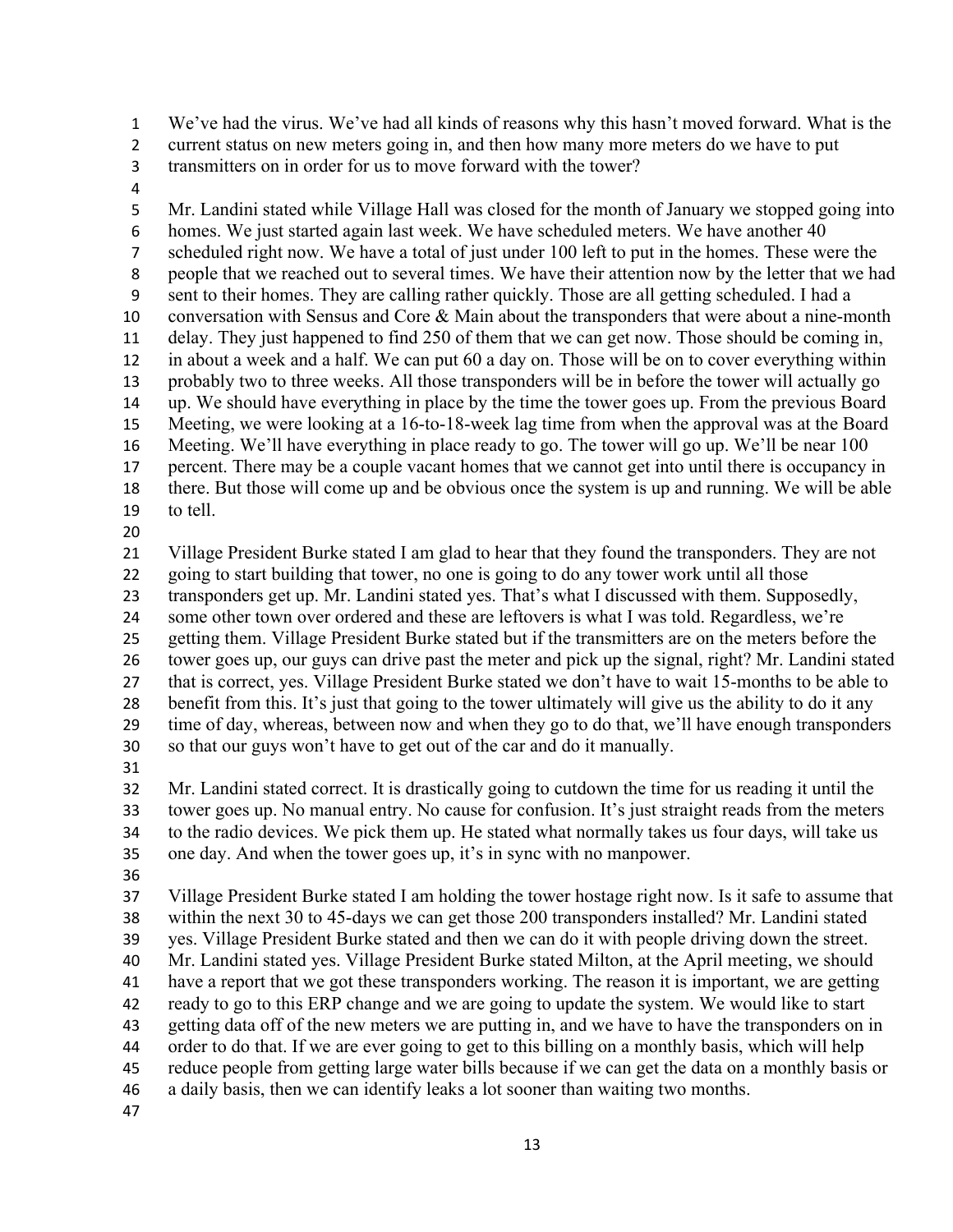We've had the virus. We've had all kinds of reasons why this hasn't moved forward. What is the current status on new meters going in, and then how many more meters do we have to put transmitters on in order for us to move forward with the tower?

Mr. Landini stated while Village Hall was closed for the month of January we stopped going into homes. We just started again last week. We have scheduled meters. We have another 40 scheduled right now. We have a total of just under 100 left to put in the homes. These were the people that we reached out to several times. We have their attention now by the letter that we had sent to their homes. They are calling rather quickly. Those are all getting scheduled. I had a conversation with Sensus and Core & Main about the transponders that were about a nine-month delay. They just happened to find 250 of them that we can get now. Those should be coming in, in about a week and a half. We can put 60 a day on. Those will be on to cover everything within probably two to three weeks. All those transponders will be in before the tower will actually go up. We should have everything in place by the time the tower goes up. From the previous Board Meeting, we were looking at a 16-to-18-week lag time from when the approval was at the Board Meeting. We'll have everything in place ready to go. The tower will go up. We'll be near 100 percent. There may be a couple vacant homes that we cannot get into until there is occupancy in there. But those will come up and be obvious once the system is up and running. We will be able to tell.

Village President Burke stated I am glad to hear that they found the transponders. They are not going to start building that tower, no one is going to do any tower work until all those transponders get up. Mr. Landini stated yes. That's what I discussed with them. Supposedly, some other town over ordered and these are leftovers is what I was told. Regardless, we're getting them. Village President Burke stated but if the transmitters are on the meters before the tower goes up, our guys can drive past the meter and pick up the signal, right? Mr. Landini stated that is correct, yes. Village President Burke stated we don't have to wait 15-months to be able to benefit from this. It's just that going to the tower ultimately will give us the ability to do it any time of day, whereas, between now and when they go to do that, we'll have enough transponders so that our guys won't have to get out of the car and do it manually.

Mr. Landini stated correct. It is drastically going to cutdown the time for us reading it until the tower goes up. No manual entry. No cause for confusion. It's just straight reads from the meters to the radio devices. We pick them up. He stated what normally takes us four days, will take us one day. And when the tower goes up, it's in sync with no manpower.

Village President Burke stated I am holding the tower hostage right now. Is it safe to assume that within the next 30 to 45-days we can get those 200 transponders installed? Mr. Landini stated yes. Village President Burke stated and then we can do it with people driving down the street. Mr. Landini stated yes. Village President Burke stated Milton, at the April meeting, we should have a report that we got these transponders working. The reason it is important, we are getting ready to go to this ERP change and we are going to update the system. We would like to start getting data off of the new meters we are putting in, and we have to have the transponders on in order to do that. If we are ever going to get to this billing on a monthly basis, which will help reduce people from getting large water bills because if we can get the data on a monthly basis or a daily basis, then we can identify leaks a lot sooner than waiting two months.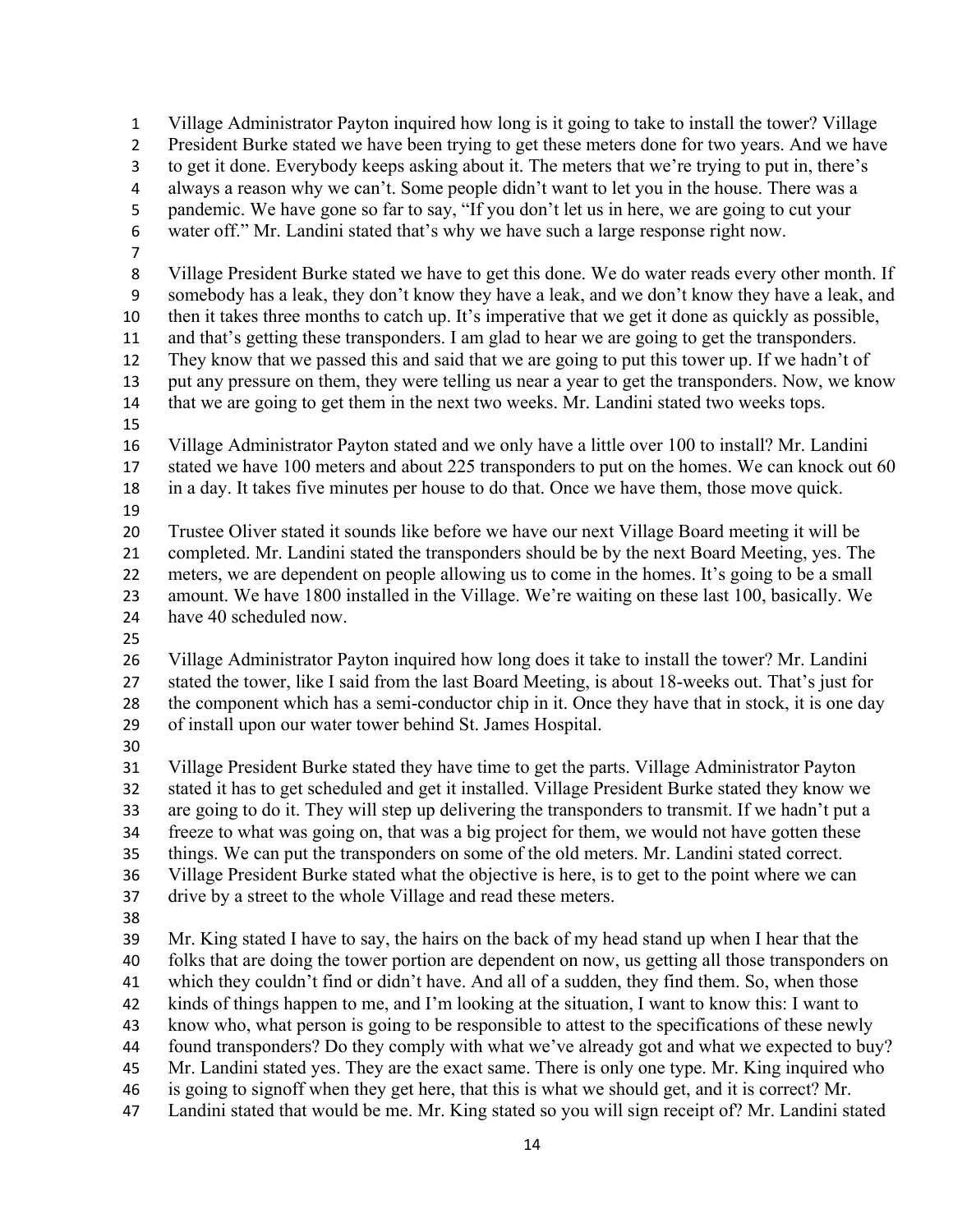Village Administrator Payton inquired how long is it going to take to install the tower? Village President Burke stated we have been trying to get these meters done for two years. And we have to get it done. Everybody keeps asking about it. The meters that we're trying to put in, there's always a reason why we can't. Some people didn't want to let you in the house. There was a pandemic. We have gone so far to say, "If you don't let us in here, we are going to cut your water off." Mr. Landini stated that's why we have such a large response right now.

Village President Burke stated we have to get this done. We do water reads every other month. If somebody has a leak, they don't know they have a leak, and we don't know they have a leak, and then it takes three months to catch up. It's imperative that we get it done as quickly as possible, and that's getting these transponders. I am glad to hear we are going to get the transponders. They know that we passed this and said that we are going to put this tower up. If we hadn't of put any pressure on them, they were telling us near a year to get the transponders. Now, we know that we are going to get them in the next two weeks. Mr. Landini stated two weeks tops.

Village Administrator Payton stated and we only have a little over 100 to install? Mr. Landini stated we have 100 meters and about 225 transponders to put on the homes. We can knock out 60 in a day. It takes five minutes per house to do that. Once we have them, those move quick.

Trustee Oliver stated it sounds like before we have our next Village Board meeting it will be completed. Mr. Landini stated the transponders should be by the next Board Meeting, yes. The meters, we are dependent on people allowing us to come in the homes. It's going to be a small amount. We have 1800 installed in the Village. We're waiting on these last 100, basically. We have 40 scheduled now.

Village Administrator Payton inquired how long does it take to install the tower? Mr. Landini stated the tower, like I said from the last Board Meeting, is about 18-weeks out. That's just for the component which has a semi-conductor chip in it. Once they have that in stock, it is one day of install upon our water tower behind St. James Hospital.

Village President Burke stated they have time to get the parts. Village Administrator Payton stated it has to get scheduled and get it installed. Village President Burke stated they know we are going to do it. They will step up delivering the transponders to transmit. If we hadn't put a freeze to what was going on, that was a big project for them, we would not have gotten these things. We can put the transponders on some of the old meters. Mr. Landini stated correct. Village President Burke stated what the objective is here, is to get to the point where we can drive by a street to the whole Village and read these meters.

Mr. King stated I have to say, the hairs on the back of my head stand up when I hear that the folks that are doing the tower portion are dependent on now, us getting all those transponders on which they couldn't find or didn't have. And all of a sudden, they find them. So, when those kinds of things happen to me, and I'm looking at the situation, I want to know this: I want to know who, what person is going to be responsible to attest to the specifications of these newly found transponders? Do they comply with what we've already got and what we expected to buy? Mr. Landini stated yes. They are the exact same. There is only one type. Mr. King inquired who is going to signoff when they get here, that this is what we should get, and it is correct? Mr. Landini stated that would be me. Mr. King stated so you will sign receipt of? Mr. Landini stated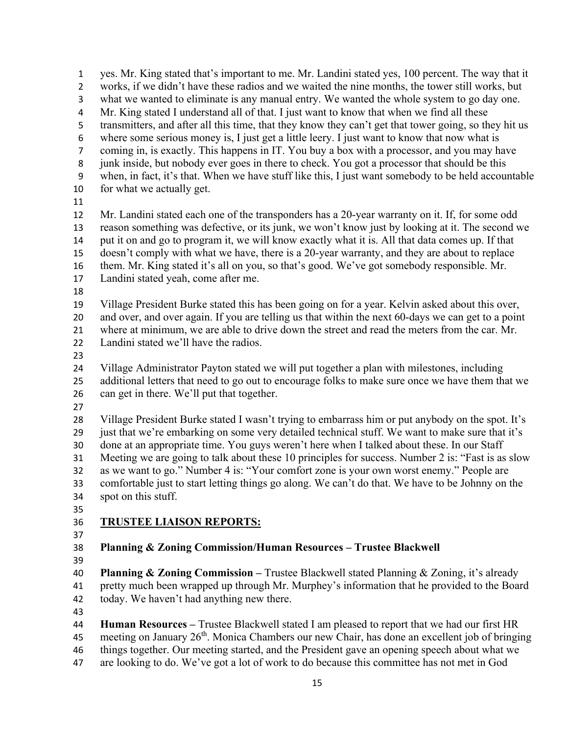yes. Mr. King stated that's important to me. Mr. Landini stated yes, 100 percent. The way that it works, if we didn't have these radios and we waited the nine months, the tower still works, but what we wanted to eliminate is any manual entry. We wanted the whole system to go day one. Mr. King stated I understand all of that. I just want to know that when we find all these transmitters, and after all this time, that they know they can't get that tower going, so they hit us where some serious money is, I just get a little leery. I just want to know that now what is coming in, is exactly. This happens in IT. You buy a box with a processor, and you may have junk inside, but nobody ever goes in there to check. You got a processor that should be this when, in fact, it's that. When we have stuff like this, I just want somebody to be held accountable for what we actually get.

Mr. Landini stated each one of the transponders has a 20-year warranty on it. If, for some odd reason something was defective, or its junk, we won't know just by looking at it. The second we put it on and go to program it, we will know exactly what it is. All that data comes up. If that doesn't comply with what we have, there is a 20-year warranty, and they are about to replace them. Mr. King stated it's all on you, so that's good. We've got somebody responsible. Mr. Landini stated yeah, come after me.

Village President Burke stated this has been going on for a year. Kelvin asked about this over, and over, and over again. If you are telling us that within the next 60-days we can get to a point where at minimum, we are able to drive down the street and read the meters from the car. Mr. Landini stated we'll have the radios.

Village Administrator Payton stated we will put together a plan with milestones, including additional letters that need to go out to encourage folks to make sure once we have them that we can get in there. We'll put that together.

Village President Burke stated I wasn't trying to embarrass him or put anybody on the spot. It's just that we're embarking on some very detailed technical stuff. We want to make sure that it's done at an appropriate time. You guys weren't here when I talked about these. In our Staff Meeting we are going to talk about these 10 principles for success. Number 2 is: "Fast is as slow as we want to go." Number 4 is: "Your comfort zone is your own worst enemy." People are comfortable just to start letting things go along. We can't do that. We have to be Johnny on the spot on this stuff.

## TRUSTEE LIAISON REPORTS:

### Planning & Zoning Commission/Human Resources – Trustee Blackwell

**Planning & Zoning Commission –** Trustee Blackwell stated Planning & Zoning, it's already pretty much been wrapped up through Mr. Murphey's information that he provided to the Board today. We haven't had anything new there.

**Human Resources –** Trustee Blackwell stated I am pleased to report that we had our first HR meeting on January 26th. Monica Chambers our new Chair, has done an excellent job of bringing things together. Our meeting started, and the President gave an opening speech about what we are looking to do. We've got a lot of work to do because this committee has not met in God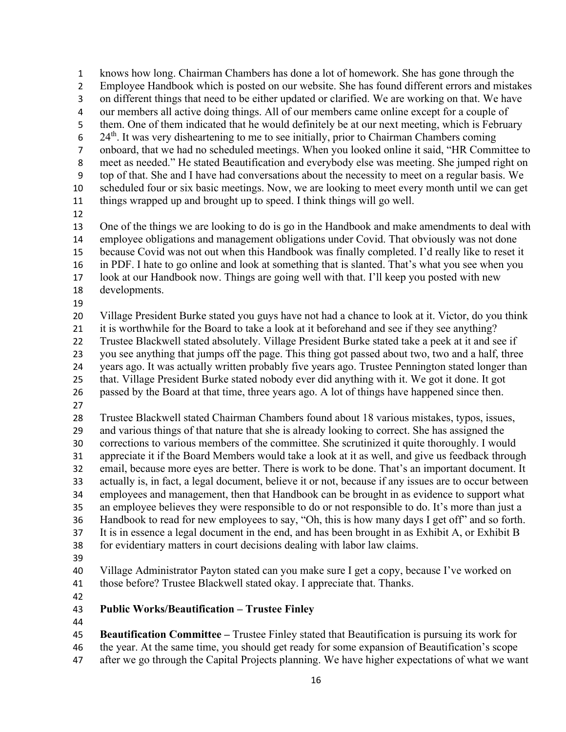knows how long. Chairman Chambers has done a lot of homework. She has gone through the Employee Handbook which is posted on our website. She has found different errors and mistakes on different things that need to be either updated or clarified. We are working on that. We have our members all active doing things. All of our members came online except for a couple of them. One of them indicated that he would definitely be at our next meeting, which is February 24th. It was very disheartening to me to see initially, prior to Chairman Chambers coming onboard, that we had no scheduled meetings. When you looked online it said, "HR Committee to meet as needed." He stated Beautification and everybody else was meeting. She jumped right on top of that. She and I have had conversations about the necessity to meet on a regular basis. We scheduled four or six basic meetings. Now, we are looking to meet every month until we can get things wrapped up and brought up to speed. I think things will go well.

One of the things we are looking to do is go in the Handbook and make amendments to deal with employee obligations and management obligations under Covid. That obviously was not done because Covid was not out when this Handbook was finally completed. I'd really like to reset it in PDF. I hate to go online and look at something that is slanted. That's what you see when you look at our Handbook now. Things are going well with that. I'll keep you posted with new developments.

Village President Burke stated you guys have not had a chance to look at it. Victor, do you think it is worthwhile for the Board to take a look at it beforehand and see if they see anything? Trustee Blackwell stated absolutely. Village President Burke stated take a peek at it and see if you see anything that jumps off the page. This thing got passed about two, two and a half, three years ago. It was actually written probably five years ago. Trustee Pennington stated longer than that. Village President Burke stated nobody ever did anything with it. We got it done. It got passed by the Board at that time, three years ago. A lot of things have happened since then.

Trustee Blackwell stated Chairman Chambers found about 18 various mistakes, typos, issues, and various things of that nature that she is already looking to correct. She has assigned the corrections to various members of the committee. She scrutinized it quite thoroughly. I would appreciate it if the Board Members would take a look at it as well, and give us feedback through email, because more eyes are better. There is work to be done. That's an important document. It actually is, in fact, a legal document, believe it or not, because if any issues are to occur between employees and management, then that Handbook can be brought in as evidence to support what an employee believes they were responsible to do or not responsible to do. It's more than just a Handbook to read for new employees to say, "Oh, this is how many days I get off" and so forth. It is in essence a legal document in the end, and has been brought in as Exhibit A, or Exhibit B for evidentiary matters in court decisions dealing with labor law claims.

Village Administrator Payton stated can you make sure I get a copy, because I've worked on those before? Trustee Blackwell stated okay. I appreciate that. Thanks.

**Public Works/Beautification – Trustee Finley**

**Beautification Committee –** Trustee Finley stated that Beautification is pursuing its work for the year. At the same time, you should get ready for some expansion of Beautification's scope after we go through the Capital Projects planning. We have higher expectations of what we want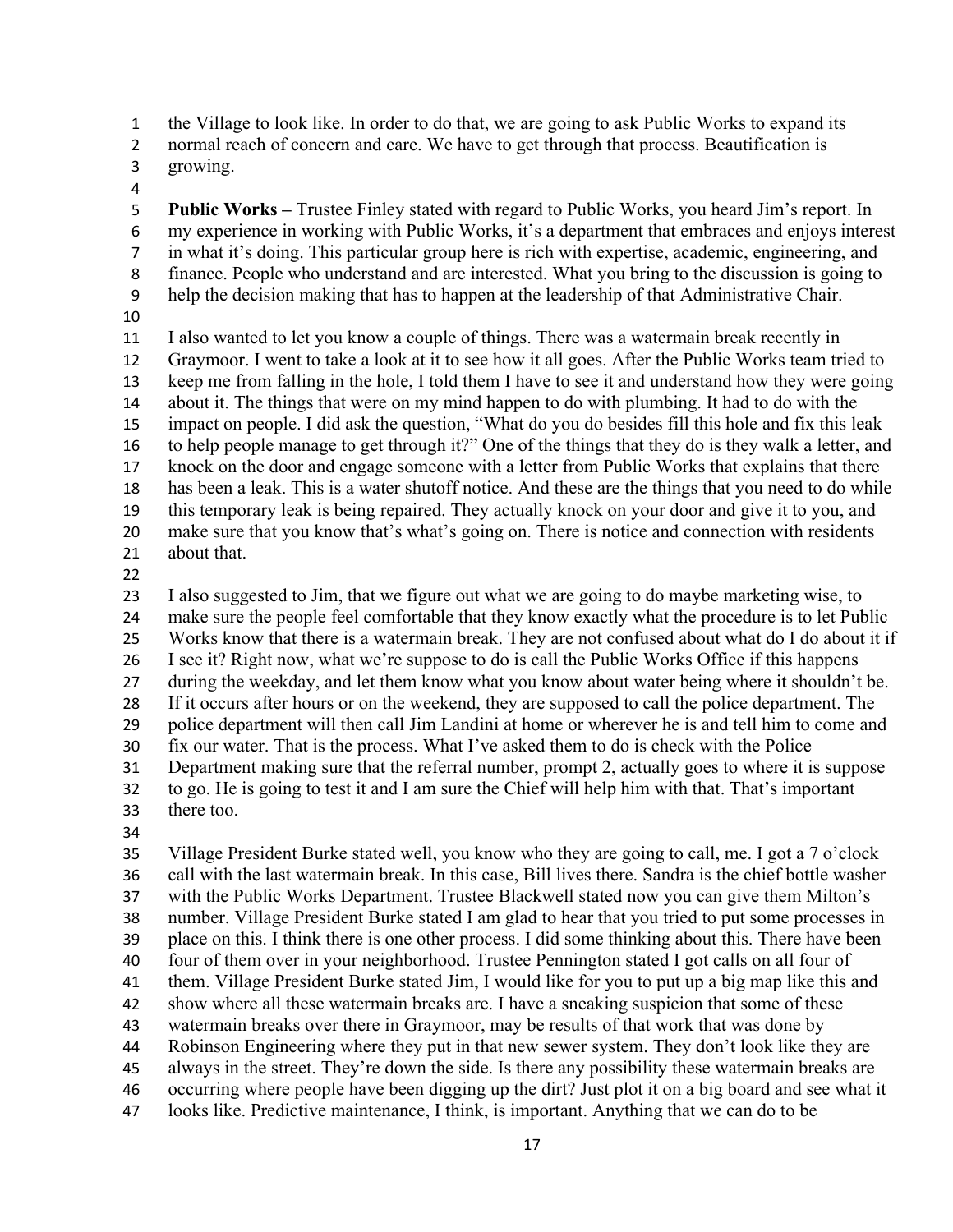the Village to look like. In order to do that, we are going to ask Public Works to expand its normal reach of concern and care. We have to get through that process. Beautification is growing.

**Public Works –** Trustee Finley stated with regard to Public Works, you heard Jim's report. In my experience in working with Public Works, it's a department that embraces and enjoys interest in what it's doing. This particular group here is rich with expertise, academic, engineering, and finance. People who understand and are interested. What you bring to the discussion is going to help the decision making that has to happen at the leadership of that Administrative Chair.

I also wanted to let you know a couple of things. There was a watermain break recently in Graymoor. I went to take a look at it to see how it all goes. After the Public Works team tried to keep me from falling in the hole, I told them I have to see it and understand how they were going about it. The things that were on my mind happen to do with plumbing. It had to do with the impact on people. I did ask the question, "What do you do besides fill this hole and fix this leak to help people manage to get through it?" One of the things that they do is they walk a letter, and knock on the door and engage someone with a letter from Public Works that explains that there has been a leak. This is a water shutoff notice. And these are the things that you need to do while this temporary leak is being repaired. They actually knock on your door and give it to you, and make sure that you know that's what's going on. There is notice and connection with residents about that.

I also suggested to Jim, that we figure out what we are going to do maybe marketing wise, to make sure the people feel comfortable that they know exactly what the procedure is to let Public Works know that there is a watermain break. They are not confused about what do I do about it if I see it? Right now, what we're suppose to do is call the Public Works Office if this happens during the weekday, and let them know what you know about water being where it shouldn't be. If it occurs after hours or on the weekend, they are supposed to call the police department. The police department will then call Jim Landini at home or wherever he is and tell him to come and fix our water. That is the process. What I've asked them to do is check with the Police Department making sure that the referral number, prompt 2, actually goes to where it is suppose to go. He is going to test it and I am sure the Chief will help him with that. That's important there too.

Village President Burke stated well, you know who they are going to call, me. I got a 7 o'clock call with the last watermain break. In this case, Bill lives there. Sandra is the chief bottle washer with the Public Works Department. Trustee Blackwell stated now you can give them Milton's number. Village President Burke stated I am glad to hear that you tried to put some processes in place on this. I think there is one other process. I did some thinking about this. There have been four of them over in your neighborhood. Trustee Pennington stated I got calls on all four of them. Village President Burke stated Jim, I would like for you to put up a big map like this and show where all these watermain breaks are. I have a sneaking suspicion that some of these watermain breaks over there in Graymoor, may be results of that work that was done by Robinson Engineering where they put in that new sewer system. They don't look like they are always in the street. They're down the side. Is there any possibility these watermain breaks are occurring where people have been digging up the dirt? Just plot it on a big board and see what it looks like. Predictive maintenance, I think, is important. Anything that we can do to be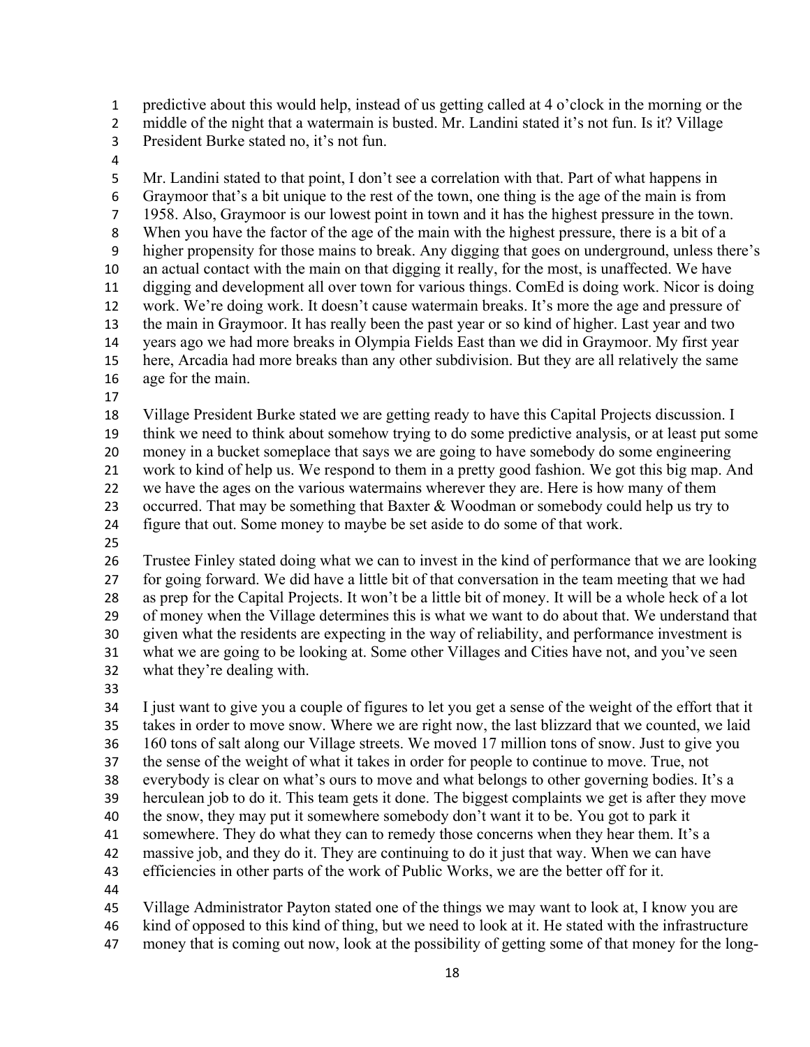predictive about this would help, instead of us getting called at 4 o'clock in the morning or the middle of the night that a watermain is busted. Mr. Landini stated it's not fun. Is it? Village President Burke stated no, it's not fun.

Mr. Landini stated to that point, I don't see a correlation with that. Part of what happens in Graymoor that's a bit unique to the rest of the town, one thing is the age of the main is from 1958. Also, Graymoor is our lowest point in town and it has the highest pressure in the town. When you have the factor of the age of the main with the highest pressure, there is a bit of a higher propensity for those mains to break. Any digging that goes on underground, unless there's an actual contact with the main on that digging it really, for the most, is unaffected. We have digging and development all over town for various things. ComEd is doing work. Nicor is doing work. We're doing work. It doesn't cause watermain breaks. It's more the age and pressure of the main in Graymoor. It has really been the past year or so kind of higher. Last year and two years ago we had more breaks in Olympia Fields East than we did in Graymoor. My first year here, Arcadia had more breaks than any other subdivision. But they are all relatively the same age for the main.

Village President Burke stated we are getting ready to have this Capital Projects discussion. I think we need to think about somehow trying to do some predictive analysis, or at least put some money in a bucket someplace that says we are going to have somebody do some engineering work to kind of help us. We respond to them in a pretty good fashion. We got this big map. And we have the ages on the various watermains wherever they are. Here is how many of them occurred. That may be something that Baxter & Woodman or somebody could help us try to figure that out. Some money to maybe be set aside to do some of that work.

Trustee Finley stated doing what we can to invest in the kind of performance that we are looking for going forward. We did have a little bit of that conversation in the team meeting that we had as prep for the Capital Projects. It won't be a little bit of money. It will be a whole heck of a lot of money when the Village determines this is what we want to do about that. We understand that given what the residents are expecting in the way of reliability, and performance investment is what we are going to be looking at. Some other Villages and Cities have not, and you've seen what they're dealing with.

I just want to give you a couple of figures to let you get a sense of the weight of the effort that it takes in order to move snow. Where we are right now, the last blizzard that we counted, we laid 160 tons of salt along our Village streets. We moved 17 million tons of snow. Just to give you the sense of the weight of what it takes in order for people to continue to move. True, not everybody is clear on what's ours to move and what belongs to other governing bodies. It's a herculean job to do it. This team gets it done. The biggest complaints we get is after they move the snow, they may put it somewhere somebody don't want it to be. You got to park it somewhere. They do what they can to remedy those concerns when they hear them. It's a massive job, and they do it. They are continuing to do it just that way. When we can have efficiencies in other parts of the work of Public Works, we are the better off for it.

Village Administrator Payton stated one of the things we may want to look at, I know you are kind of opposed to this kind of thing, but we need to look at it. He stated with the infrastructure money that is coming out now, look at the possibility of getting some of that money for the long-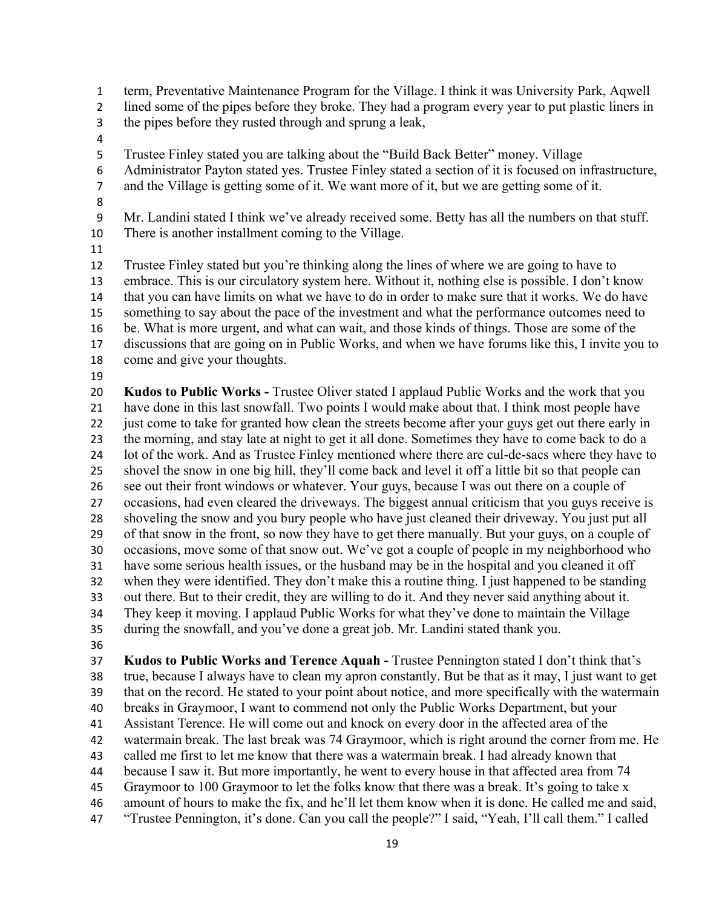term, Preventative Maintenance Program for the Village. I think it was University Park, Aqwell lined some of the pipes before they broke. They had a program every year to put plastic liners in the pipes before they rusted through and sprung a leak,

Trustee Finley stated you are talking about the "Build Back Better" money. Village Administrator Payton stated yes. Trustee Finley stated a section of it is focused on infrastructure, and the Village is getting some of it. We want more of it, but we are getting some of it.

Mr. Landini stated I think we've already received some. Betty has all the numbers on that stuff. There is another installment coming to the Village.

Trustee Finley stated but you're thinking along the lines of where we are going to have to embrace. This is our circulatory system here. Without it, nothing else is possible. I don't know that you can have limits on what we have to do in order to make sure that it works. We do have something to say about the pace of the investment and what the performance outcomes need to be. What is more urgent, and what can wait, and those kinds of things. Those are some of the discussions that are going on in Public Works, and when we have forums like this, I invite you to come and give your thoughts.

**Kudos to Public Works -** Trustee Oliver stated I applaud Public Works and the work that you have done in this last snowfall. Two points I would make about that. I think most people have just come to take for granted how clean the streets become after your guys get out there early in the morning, and stay late at night to get it all done. Sometimes they have to come back to do a lot of the work. And as Trustee Finley mentioned where there are cul-de-sacs where they have to shovel the snow in one big hill, they'll come back and level it off a little bit so that people can see out their front windows or whatever. Your guys, because I was out there on a couple of occasions, had even cleared the driveways. The biggest annual criticism that you guys receive is shoveling the snow and you bury people who have just cleaned their driveway. You just put all of that snow in the front, so now they have to get there manually. But your guys, on a couple of occasions, move some of that snow out. We've got a couple of people in my neighborhood who have some serious health issues, or the husband may be in the hospital and you cleaned it off when they were identified. They don't make this a routine thing. I just happened to be standing out there. But to their credit, they are willing to do it. And they never said anything about it. They keep it moving. I applaud Public Works for what they've done to maintain the Village during the snowfall, and you've done a great job. Mr. Landini stated thank you.

**Kudos to Public Works and Terence Aquah -** Trustee Pennington stated I don't think that's true, because I always have to clean my apron constantly. But be that as it may, I just want to get that on the record. He stated to your point about notice, and more specifically with the watermain breaks in Graymoor, I want to commend not only the Public Works Department, but your Assistant Terence. He will come out and knock on every door in the affected area of the watermain break. The last break was 74 Graymoor, which is right around the corner from me. He called me first to let me know that there was a watermain break. I had already known that because I saw it. But more importantly, he went to every house in that affected area from 74 Graymoor to 100 Graymoor to let the folks know that there was a break. It's going to take x amount of hours to make the fix, and he'll let them know when it is done. He called me and said, "Trustee Pennington, it's done. Can you call the people?" I said, "Yeah, I'll call them." I called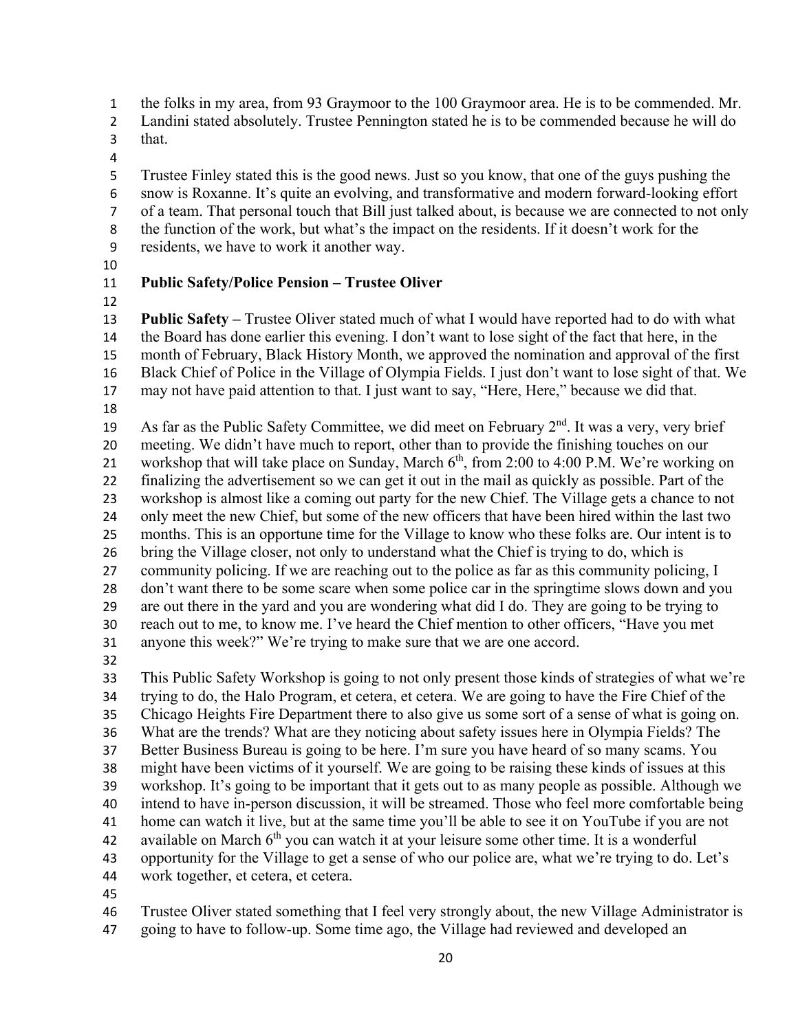the folks in my area, from 93 Graymoor to the 100 Graymoor area. He is to be commended. Mr. Landini stated absolutely. Trustee Pennington stated he is to be commended because he will do that.

Trustee Finley stated this is the good news. Just so you know, that one of the guys pushing the snow is Roxanne. It's quite an evolving, and transformative and modern forward-looking effort of a team. That personal touch that Bill just talked about, is because we are connected to not only the function of the work, but what's the impact on the residents. If it doesn't work for the residents, we have to work it another way.

**Public Safety/Police Pension – Trustee Oliver**

**Public Safety –** Trustee Oliver stated much of what I would have reported had to do with what the Board has done earlier this evening. I don't want to lose sight of the fact that here, in the month of February, Black History Month, we approved the nomination and approval of the first Black Chief of Police in the Village of Olympia Fields. I just don't want to lose sight of that. We may not have paid attention to that. I just want to say, "Here, Here," because we did that.

As far as the Public Safety Committee, we did meet on February 2nd. It was a very, very brief meeting. We didn't have much to report, other than to provide the finishing touches on our workshop that will take place on Sunday, March 6th, from 2:00 to 4:00 P.M. We're working on finalizing the advertisement so we can get it out in the mail as quickly as possible. Part of the workshop is almost like a coming out party for the new Chief. The Village gets a chance to not only meet the new Chief, but some of the new officers that have been hired within the last two months. This is an opportune time for the Village to know who these folks are. Our intent is to bring the Village closer, not only to understand what the Chief is trying to do, which is community policing. If we are reaching out to the police as far as this community policing, I don't want there to be some scare when some police car in the springtime slows down and you are out there in the yard and you are wondering what did I do. They are going to be trying to reach out to me, to know me. I've heard the Chief mention to other officers, "Have you met anyone this week?" We're trying to make sure that we are one accord.

This Public Safety Workshop is going to not only present those kinds of strategies of what we're trying to do, the Halo Program, et cetera, et cetera. We are going to have the Fire Chief of the Chicago Heights Fire Department there to also give us some sort of a sense of what is going on. What are the trends? What are they noticing about safety issues here in Olympia Fields? The Better Business Bureau is going to be here. I'm sure you have heard of so many scams. You might have been victims of it yourself. We are going to be raising these kinds of issues at this workshop. It's going to be important that it gets out to as many people as possible. Although we intend to have in-person discussion, it will be streamed. Those who feel more comfortable being home can watch it live, but at the same time you'll be able to see it on YouTube if you are not available on March 6th you can watch it at your leisure some other time. It is a wonderful opportunity for the Village to get a sense of who our police are, what we're trying to do. Let's work together, et cetera, et cetera.

Trustee Oliver stated something that I feel very strongly about, the new Village Administrator is going to have to follow-up. Some time ago, the Village had reviewed and developed an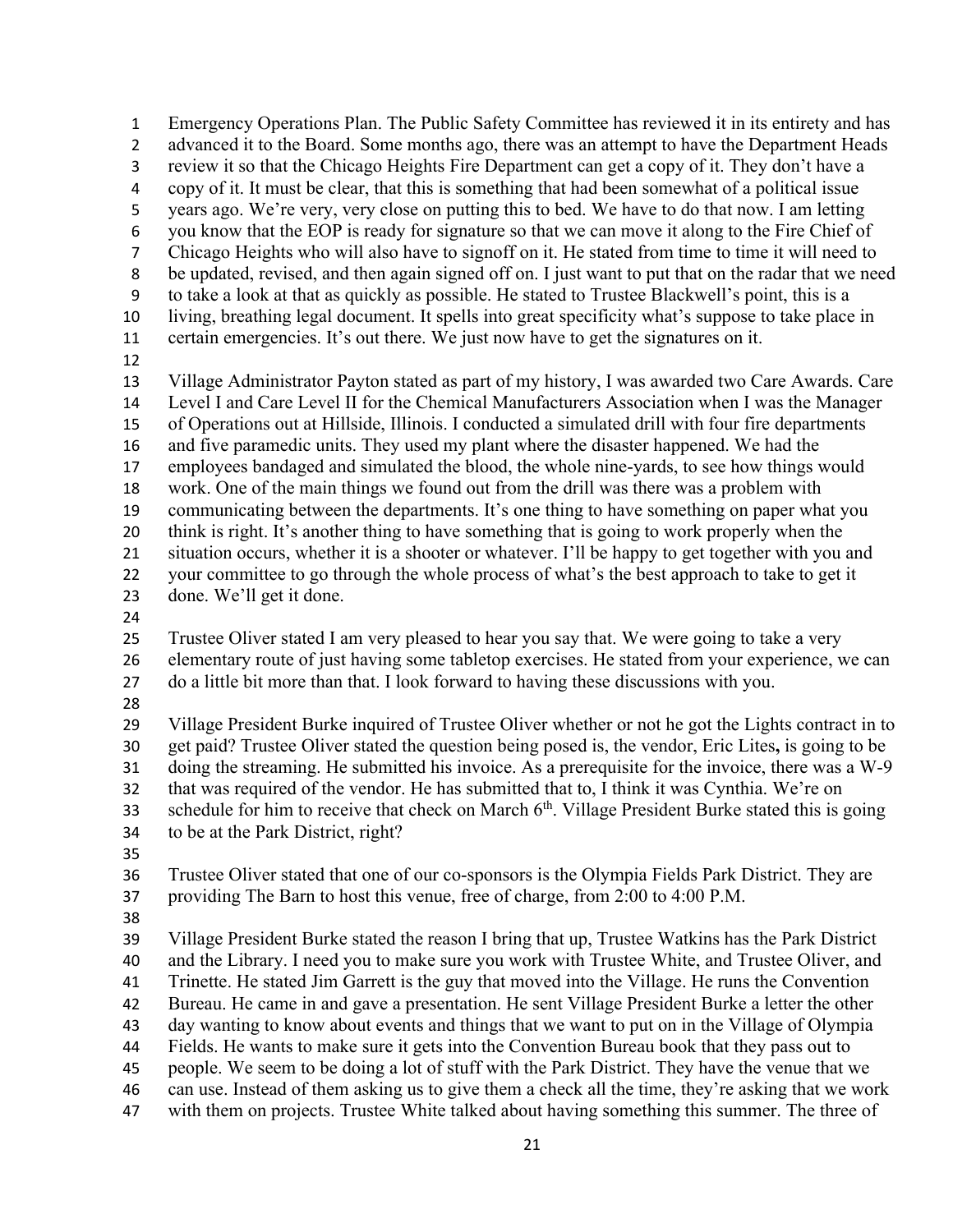Emergency Operations Plan. The Public Safety Committee has reviewed it in its entirety and has advanced it to the Board. Some months ago, there was an attempt to have the Department Heads review it so that the Chicago Heights Fire Department can get a copy of it. They don't have a copy of it. It must be clear, that this is something that had been somewhat of a political issue years ago. We're very, very close on putting this to bed. We have to do that now. I am letting you know that the EOP is ready for signature so that we can move it along to the Fire Chief of Chicago Heights who will also have to signoff on it. He stated from time to time it will need to be updated, revised, and then again signed off on. I just want to put that on the radar that we need to take a look at that as quickly as possible. He stated to Trustee Blackwell's point, this is a living, breathing legal document. It spells into great specificity what's suppose to take place in certain emergencies. It's out there. We just now have to get the signatures on it.

Village Administrator Payton stated as part of my history, I was awarded two Care Awards. Care Level I and Care Level II for the Chemical Manufacturers Association when I was the Manager of Operations out at Hillside, Illinois. I conducted a simulated drill with four fire departments and five paramedic units. They used my plant where the disaster happened. We had the employees bandaged and simulated the blood, the whole nine-yards, to see how things would work. One of the main things we found out from the drill was there was a problem with communicating between the departments. It's one thing to have something on paper what you think is right. It's another thing to have something that is going to work properly when the situation occurs, whether it is a shooter or whatever. I'll be happy to get together with you and your committee to go through the whole process of what's the best approach to take to get it done. We'll get it done.

Trustee Oliver stated I am very pleased to hear you say that. We were going to take a very elementary route of just having some tabletop exercises. He stated from your experience, we can do a little bit more than that. I look forward to having these discussions with you.

Village President Burke inquired of Trustee Oliver whether or not he got the Lights contract in to get paid? Trustee Oliver stated the question being posed is, the vendor, Eric Lites**,** is going to be doing the streaming. He submitted his invoice. As a prerequisite for the invoice, there was a W-9 that was required of the vendor. He has submitted that to, I think it was Cynthia. We're on schedule for him to receive that check on March 6th. Village President Burke stated this is going to be at the Park District, right?

Trustee Oliver stated that one of our co-sponsors is the Olympia Fields Park District. They are providing The Barn to host this venue, free of charge, from 2:00 to 4:00 P.M.

Village President Burke stated the reason I bring that up, Trustee Watkins has the Park District and the Library. I need you to make sure you work with Trustee White, and Trustee Oliver, and Trinette. He stated Jim Garrett is the guy that moved into the Village. He runs the Convention Bureau. He came in and gave a presentation. He sent Village President Burke a letter the other day wanting to know about events and things that we want to put on in the Village of Olympia Fields. He wants to make sure it gets into the Convention Bureau book that they pass out to people. We seem to be doing a lot of stuff with the Park District. They have the venue that we can use. Instead of them asking us to give them a check all the time, they're asking that we work with them on projects. Trustee White talked about having something this summer. The three of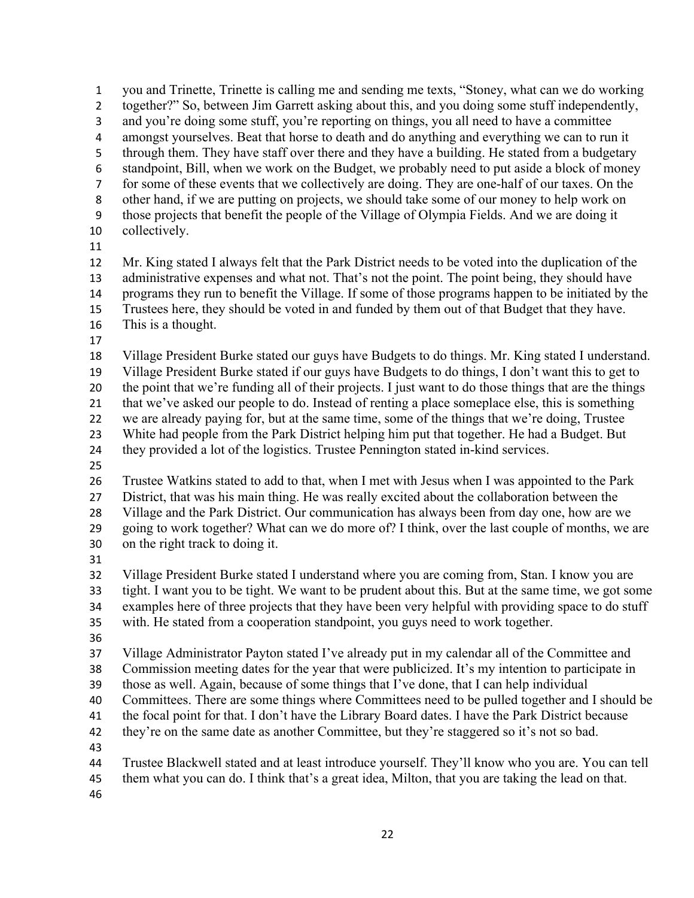you and Trinette, Trinette is calling me and sending me texts, "Stoney, what can we do working together?" So, between Jim Garrett asking about this, and you doing some stuff independently, and you're doing some stuff, you're reporting on things, you all need to have a committee amongst yourselves. Beat that horse to death and do anything and everything we can to run it through them. They have staff over there and they have a building. He stated from a budgetary standpoint, Bill, when we work on the Budget, we probably need to put aside a block of money for some of these events that we collectively are doing. They are one-half of our taxes. On the other hand, if we are putting on projects, we should take some of our money to help work on those projects that benefit the people of the Village of Olympia Fields. And we are doing it collectively.

Mr. King stated I always felt that the Park District needs to be voted into the duplication of the administrative expenses and what not. That's not the point. The point being, they should have programs they run to benefit the Village. If some of those programs happen to be initiated by the Trustees here, they should be voted in and funded by them out of that Budget that they have. This is a thought.

Village President Burke stated our guys have Budgets to do things. Mr. King stated I understand. Village President Burke stated if our guys have Budgets to do things, I don't want this to get to the point that we're funding all of their projects. I just want to do those things that are the things that we've asked our people to do. Instead of renting a place someplace else, this is something we are already paying for, but at the same time, some of the things that we're doing, Trustee White had people from the Park District helping him put that together. He had a Budget. But they provided a lot of the logistics. Trustee Pennington stated in-kind services.

Trustee Watkins stated to add to that, when I met with Jesus when I was appointed to the Park District, that was his main thing. He was really excited about the collaboration between the Village and the Park District. Our communication has always been from day one, how are we going to work together? What can we do more of? I think, over the last couple of months, we are on the right track to doing it.

Village President Burke stated I understand where you are coming from, Stan. I know you are tight. I want you to be tight. We want to be prudent about this. But at the same time, we got some examples here of three projects that they have been very helpful with providing space to do stuff with. He stated from a cooperation standpoint, you guys need to work together.

Village Administrator Payton stated I've already put in my calendar all of the Committee and Commission meeting dates for the year that were publicized. It's my intention to participate in those as well. Again, because of some things that I've done, that I can help individual Committees. There are some things where Committees need to be pulled together and I should be the focal point for that. I don't have the Library Board dates. I have the Park District because they're on the same date as another Committee, but they're staggered so it's not so bad.

Trustee Blackwell stated and at least introduce yourself. They'll know who you are. You can tell them what you can do. I think that's a great idea, Milton, that you are taking the lead on that.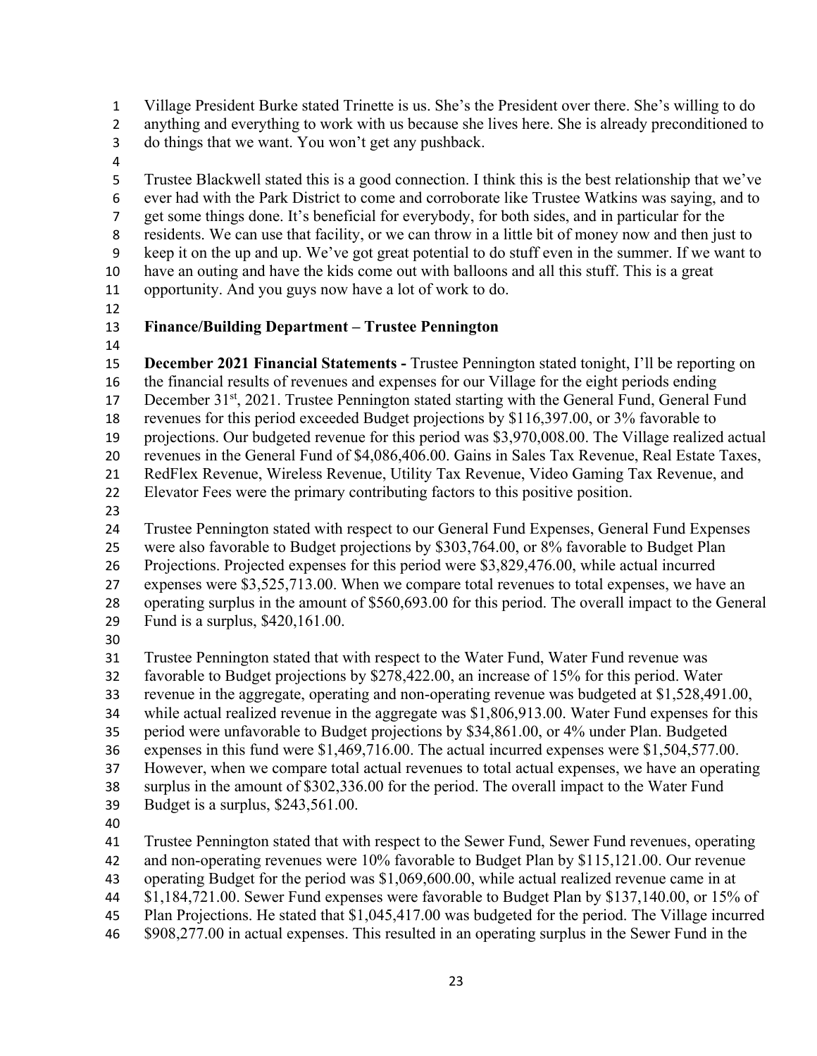Village President Burke stated Trinette is us. She's the President over there. She's willing to do anything and everything to work with us because she lives here. She is already preconditioned to do things that we want. You won't get any pushback.

Trustee Blackwell stated this is a good connection. I think this is the best relationship that we've ever had with the Park District to come and corroborate like Trustee Watkins was saying, and to get some things done. It's beneficial for everybody, for both sides, and in particular for the residents. We can use that facility, or we can throw in a little bit of money now and then just to keep it on the up and up. We've got great potential to do stuff even in the summer. If we want to have an outing and have the kids come out with balloons and all this stuff. This is a great opportunity. And you guys now have a lot of work to do.

**Finance/Building Department – Trustee Pennington**

**December 2021 Financial Statements -** Trustee Pennington stated tonight, I'll be reporting on the financial results of revenues and expenses for our Village for the eight periods ending December 31st, 2021. Trustee Pennington stated starting with the General Fund, General Fund revenues for this period exceeded Budget projections by $116,397.00, or 3% favorable to projections. Our budgeted revenue for this period was $3,970,008.00. The Village realized actual revenues in the General Fund of $4,086,406.00. Gains in Sales Tax Revenue, Real Estate Taxes, RedFlex Revenue, Wireless Revenue, Utility Tax Revenue, Video Gaming Tax Revenue, and Elevator Fees were the primary contributing factors to this positive position.

Trustee Pennington stated with respect to our General Fund Expenses, General Fund Expenses were also favorable to Budget projections by $303,764.00, or 8% favorable to Budget Plan Projections. Projected expenses for this period were $3,829,476.00, while actual incurred expenses were $3,525,713.00. When we compare total revenues to total expenses, we have an operating surplus in the amount of $560,693.00 for this period. The overall impact to the General Fund is a surplus, $420,161.00.

Trustee Pennington stated that with respect to the Water Fund, Water Fund revenue was favorable to Budget projections by $278,422.00, an increase of 15% for this period. Water revenue in the aggregate, operating and non-operating revenue was budgeted at $1,528,491.00, while actual realized revenue in the aggregate was $1,806,913.00. Water Fund expenses for this period were unfavorable to Budget projections by $34,861.00, or 4% under Plan. Budgeted expenses in this fund were $1,469,716.00. The actual incurred expenses were $1,504,577.00. However, when we compare total actual revenues to total actual expenses, we have an operating surplus in the amount of $302,336.00 for the period. The overall impact to the Water Fund Budget is a surplus, $243,561.00.

Trustee Pennington stated that with respect to the Sewer Fund, Sewer Fund revenues, operating and non-operating revenues were 10% favorable to Budget Plan by $115,121.00. Our revenue operating Budget for the period was $1,069,600.00, while actual realized revenue came in at $1,184,721.00. Sewer Fund expenses were favorable to Budget Plan by $137,140.00, or 15% of Plan Projections. He stated that $1,045,417.00 was budgeted for the period. The Village incurred $908,277.00 in actual expenses. This resulted in an operating surplus in the Sewer Fund in the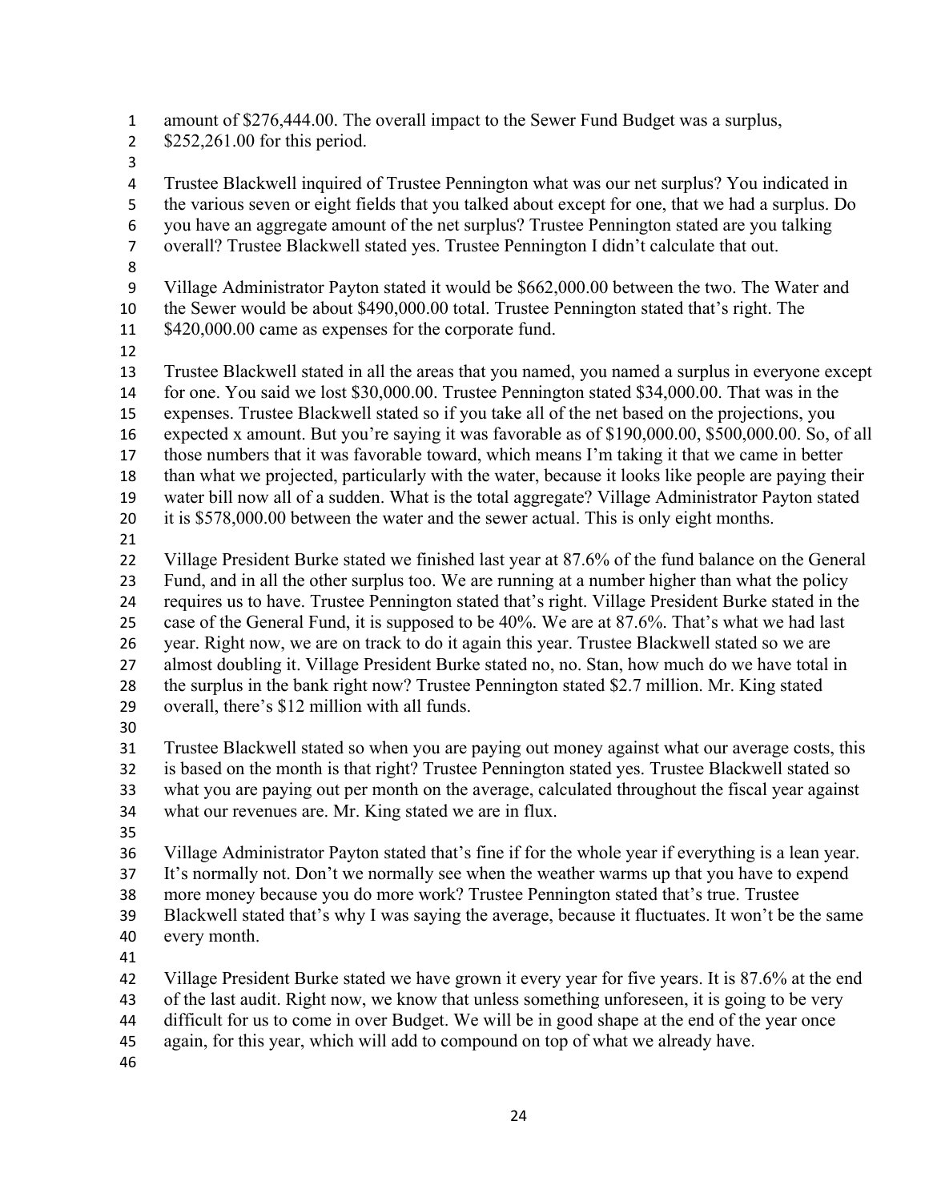amount of $276,444.00. The overall impact to the Sewer Fund Budget was a surplus, $252,261.00 for this period.

Trustee Blackwell inquired of Trustee Pennington what was our net surplus? You indicated in the various seven or eight fields that you talked about except for one, that we had a surplus. Do you have an aggregate amount of the net surplus? Trustee Pennington stated are you talking overall? Trustee Blackwell stated yes. Trustee Pennington I didn't calculate that out.

Village Administrator Payton stated it would be $662,000.00 between the two. The Water and the Sewer would be about $490,000.00 total. Trustee Pennington stated that's right. The $420,000.00 came as expenses for the corporate fund.

Trustee Blackwell stated in all the areas that you named, you named a surplus in everyone except for one. You said we lost $30,000.00. Trustee Pennington stated $34,000.00. That was in the expenses. Trustee Blackwell stated so if you take all of the net based on the projections, you expected x amount. But you're saying it was favorable as of $190,000.00, $500,000.00. So, of all those numbers that it was favorable toward, which means I'm taking it that we came in better than what we projected, particularly with the water, because it looks like people are paying their water bill now all of a sudden. What is the total aggregate? Village Administrator Payton stated it is $578,000.00 between the water and the sewer actual. This is only eight months.

Village President Burke stated we finished last year at 87.6% of the fund balance on the General Fund, and in all the other surplus too. We are running at a number higher than what the policy requires us to have. Trustee Pennington stated that's right. Village President Burke stated in the case of the General Fund, it is supposed to be 40%. We are at 87.6%. That's what we had last year. Right now, we are on track to do it again this year. Trustee Blackwell stated so we are almost doubling it. Village President Burke stated no, no. Stan, how much do we have total in the surplus in the bank right now? Trustee Pennington stated $2.7 million. Mr. King stated overall, there's $12 million with all funds.

Trustee Blackwell stated so when you are paying out money against what our average costs, this is based on the month is that right? Trustee Pennington stated yes. Trustee Blackwell stated so what you are paying out per month on the average, calculated throughout the fiscal year against what our revenues are. Mr. King stated we are in flux.

Village Administrator Payton stated that's fine if for the whole year if everything is a lean year. It's normally not. Don't we normally see when the weather warms up that you have to expend more money because you do more work? Trustee Pennington stated that's true. Trustee Blackwell stated that's why I was saying the average, because it fluctuates. It won't be the same every month.

Village President Burke stated we have grown it every year for five years. It is 87.6% at the end of the last audit. Right now, we know that unless something unforeseen, it is going to be very difficult for us to come in over Budget. We will be in good shape at the end of the year once again, for this year, which will add to compound on top of what we already have.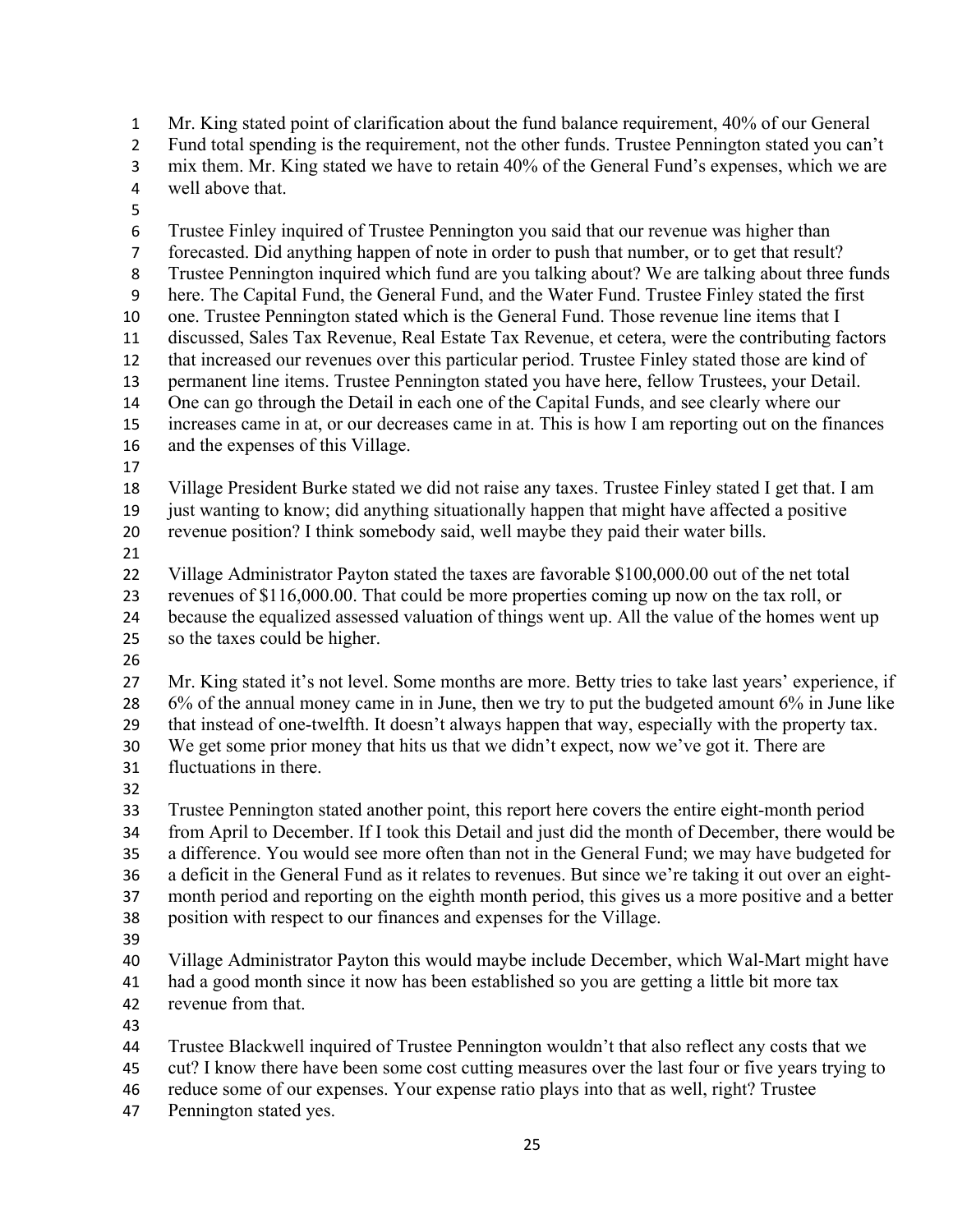Mr. King stated point of clarification about the fund balance requirement, 40% of our General Fund total spending is the requirement, not the other funds. Trustee Pennington stated you can't mix them. Mr. King stated we have to retain 40% of the General Fund's expenses, which we are well above that.

Trustee Finley inquired of Trustee Pennington you said that our revenue was higher than forecasted. Did anything happen of note in order to push that number, or to get that result? Trustee Pennington inquired which fund are you talking about? We are talking about three funds here. The Capital Fund, the General Fund, and the Water Fund. Trustee Finley stated the first one. Trustee Pennington stated which is the General Fund. Those revenue line items that I discussed, Sales Tax Revenue, Real Estate Tax Revenue, et cetera, were the contributing factors that increased our revenues over this particular period. Trustee Finley stated those are kind of permanent line items. Trustee Pennington stated you have here, fellow Trustees, your Detail. One can go through the Detail in each one of the Capital Funds, and see clearly where our increases came in at, or our decreases came in at. This is how I am reporting out on the finances and the expenses of this Village.

Village President Burke stated we did not raise any taxes. Trustee Finley stated I get that. I am just wanting to know; did anything situationally happen that might have affected a positive revenue position? I think somebody said, well maybe they paid their water bills.

Village Administrator Payton stated the taxes are favorable $100,000.00 out of the net total revenues of $116,000.00. That could be more properties coming up now on the tax roll, or because the equalized assessed valuation of things went up. All the value of the homes went up so the taxes could be higher.

Mr. King stated it's not level. Some months are more. Betty tries to take last years' experience, if 6% of the annual money came in in June, then we try to put the budgeted amount 6% in June like that instead of one-twelfth. It doesn't always happen that way, especially with the property tax. We get some prior money that hits us that we didn't expect, now we've got it. There are fluctuations in there.

Trustee Pennington stated another point, this report here covers the entire eight-month period from April to December. If I took this Detail and just did the month of December, there would be a difference. You would see more often than not in the General Fund; we may have budgeted for a deficit in the General Fund as it relates to revenues. But since we're taking it out over an eight-month period and reporting on the eighth month period, this gives us a more positive and a better position with respect to our finances and expenses for the Village.

Village Administrator Payton this would maybe include December, which Wal-Mart might have had a good month since it now has been established so you are getting a little bit more tax revenue from that.

Trustee Blackwell inquired of Trustee Pennington wouldn't that also reflect any costs that we cut? I know there have been some cost cutting measures over the last four or five years trying to reduce some of our expenses. Your expense ratio plays into that as well, right? Trustee Pennington stated yes.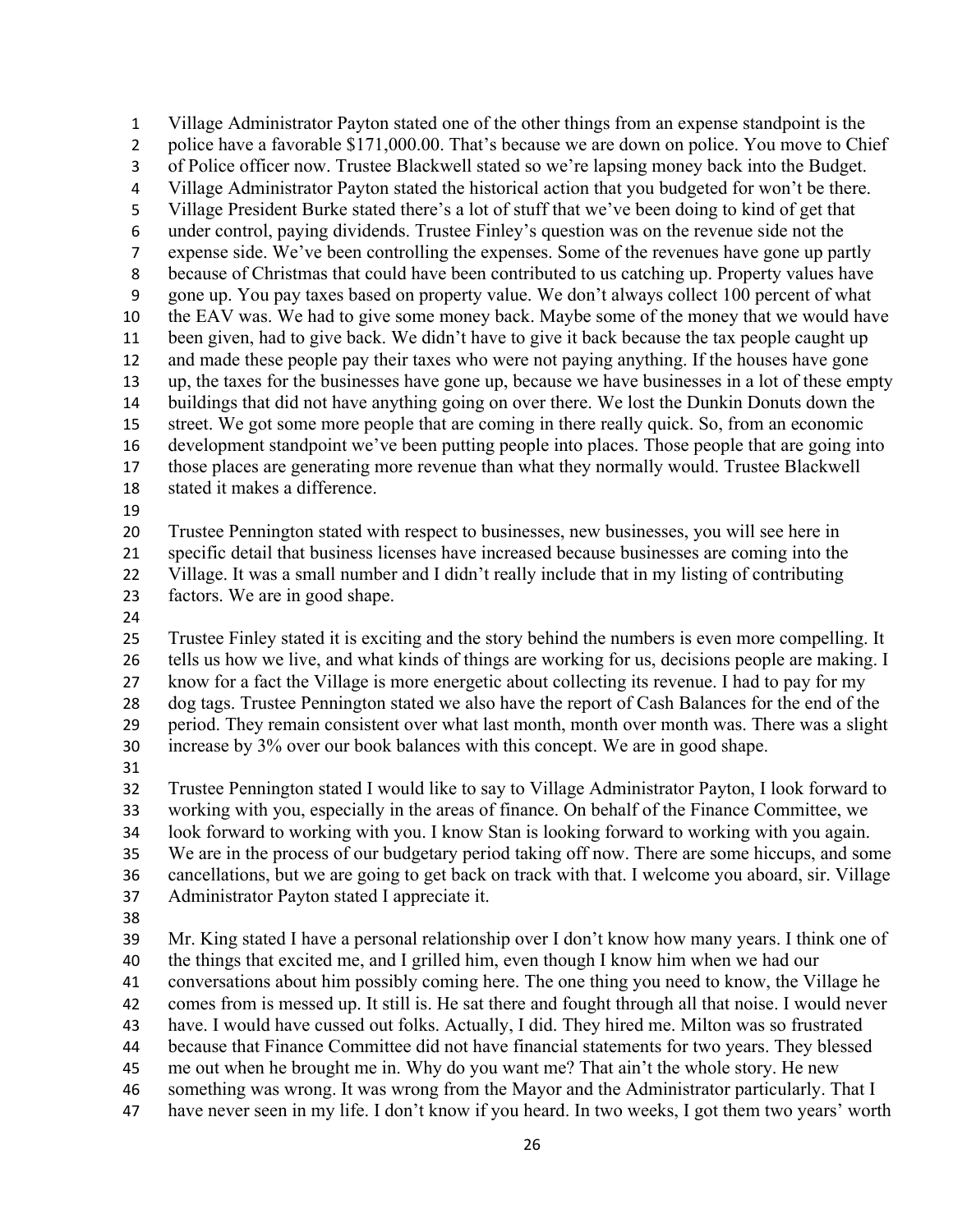Village Administrator Payton stated one of the other things from an expense standpoint is the police have a favorable $171,000.00. That's because we are down on police. You move to Chief of Police officer now. Trustee Blackwell stated so we're lapsing money back into the Budget. Village Administrator Payton stated the historical action that you budgeted for won't be there. Village President Burke stated there's a lot of stuff that we've been doing to kind of get that under control, paying dividends. Trustee Finley's question was on the revenue side not the expense side. We've been controlling the expenses. Some of the revenues have gone up partly because of Christmas that could have been contributed to us catching up. Property values have gone up. You pay taxes based on property value. We don't always collect 100 percent of what the EAV was. We had to give some money back. Maybe some of the money that we would have been given, had to give back. We didn't have to give it back because the tax people caught up and made these people pay their taxes who were not paying anything. If the houses have gone up, the taxes for the businesses have gone up, because we have businesses in a lot of these empty buildings that did not have anything going on over there. We lost the Dunkin Donuts down the street. We got some more people that are coming in there really quick. So, from an economic development standpoint we've been putting people into places. Those people that are going into those places are generating more revenue than what they normally would. Trustee Blackwell stated it makes a difference.

Trustee Pennington stated with respect to businesses, new businesses, you will see here in specific detail that business licenses have increased because businesses are coming into the Village. It was a small number and I didn't really include that in my listing of contributing factors. We are in good shape.

Trustee Finley stated it is exciting and the story behind the numbers is even more compelling. It tells us how we live, and what kinds of things are working for us, decisions people are making. I know for a fact the Village is more energetic about collecting its revenue. I had to pay for my dog tags. Trustee Pennington stated we also have the report of Cash Balances for the end of the period. They remain consistent over what last month, month over month was. There was a slight increase by 3% over our book balances with this concept. We are in good shape.

Trustee Pennington stated I would like to say to Village Administrator Payton, I look forward to working with you, especially in the areas of finance. On behalf of the Finance Committee, we look forward to working with you. I know Stan is looking forward to working with you again. We are in the process of our budgetary period taking off now. There are some hiccups, and some cancellations, but we are going to get back on track with that. I welcome you aboard, sir. Village Administrator Payton stated I appreciate it.

Mr. King stated I have a personal relationship over I don't know how many years. I think one of the things that excited me, and I grilled him, even though I know him when we had our conversations about him possibly coming here. The one thing you need to know, the Village he comes from is messed up. It still is. He sat there and fought through all that noise. I would never have. I would have cussed out folks. Actually, I did. They hired me. Milton was so frustrated because that Finance Committee did not have financial statements for two years. They blessed me out when he brought me in. Why do you want me? That ain't the whole story. He new something was wrong. It was wrong from the Mayor and the Administrator particularly. That I have never seen in my life. I don't know if you heard. In two weeks, I got them two years' worth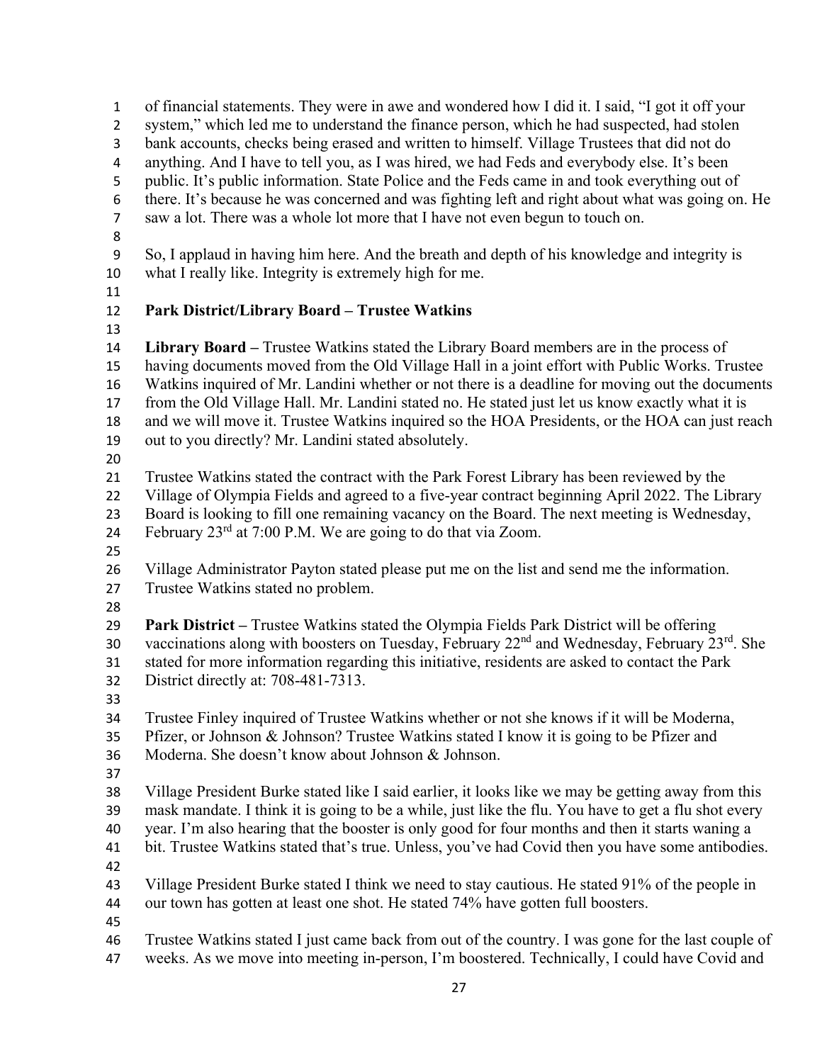of financial statements. They were in awe and wondered how I did it. I said, "I got it off your system," which led me to understand the finance person, which he had suspected, had stolen bank accounts, checks being erased and written to himself. Village Trustees that did not do anything. And I have to tell you, as I was hired, we had Feds and everybody else. It's been public. It's public information. State Police and the Feds came in and took everything out of there. It's because he was concerned and was fighting left and right about what was going on. He saw a lot. There was a whole lot more that I have not even begun to touch on.

So, I applaud in having him here. And the breath and depth of his knowledge and integrity is what I really like. Integrity is extremely high for me.

**Park District/Library Board – Trustee Watkins**

**Library Board –** Trustee Watkins stated the Library Board members are in the process of having documents moved from the Old Village Hall in a joint effort with Public Works. Trustee Watkins inquired of Mr. Landini whether or not there is a deadline for moving out the documents from the Old Village Hall. Mr. Landini stated no. He stated just let us know exactly what it is and we will move it. Trustee Watkins inquired so the HOA Presidents, or the HOA can just reach out to you directly? Mr. Landini stated absolutely.

Trustee Watkins stated the contract with the Park Forest Library has been reviewed by the Village of Olympia Fields and agreed to a five-year contract beginning April 2022. The Library Board is looking to fill one remaining vacancy on the Board. The next meeting is Wednesday, February 23rd at 7:00 P.M. We are going to do that via Zoom.

Village Administrator Payton stated please put me on the list and send me the information. Trustee Watkins stated no problem.

**Park District –** Trustee Watkins stated the Olympia Fields Park District will be offering vaccinations along with boosters on Tuesday, February 22nd and Wednesday, February 23rd. She stated for more information regarding this initiative, residents are asked to contact the Park District directly at: 708-481-7313.

Trustee Finley inquired of Trustee Watkins whether or not she knows if it will be Moderna, Pfizer, or Johnson & Johnson? Trustee Watkins stated I know it is going to be Pfizer and Moderna. She doesn't know about Johnson & Johnson.

Village President Burke stated like I said earlier, it looks like we may be getting away from this mask mandate. I think it is going to be a while, just like the flu. You have to get a flu shot every year. I'm also hearing that the booster is only good for four months and then it starts waning a bit. Trustee Watkins stated that's true. Unless, you've had Covid then you have some antibodies.

Village President Burke stated I think we need to stay cautious. He stated 91% of the people in our town has gotten at least one shot. He stated 74% have gotten full boosters.

Trustee Watkins stated I just came back from out of the country. I was gone for the last couple of weeks. As we move into meeting in-person, I'm boostered. Technically, I could have Covid and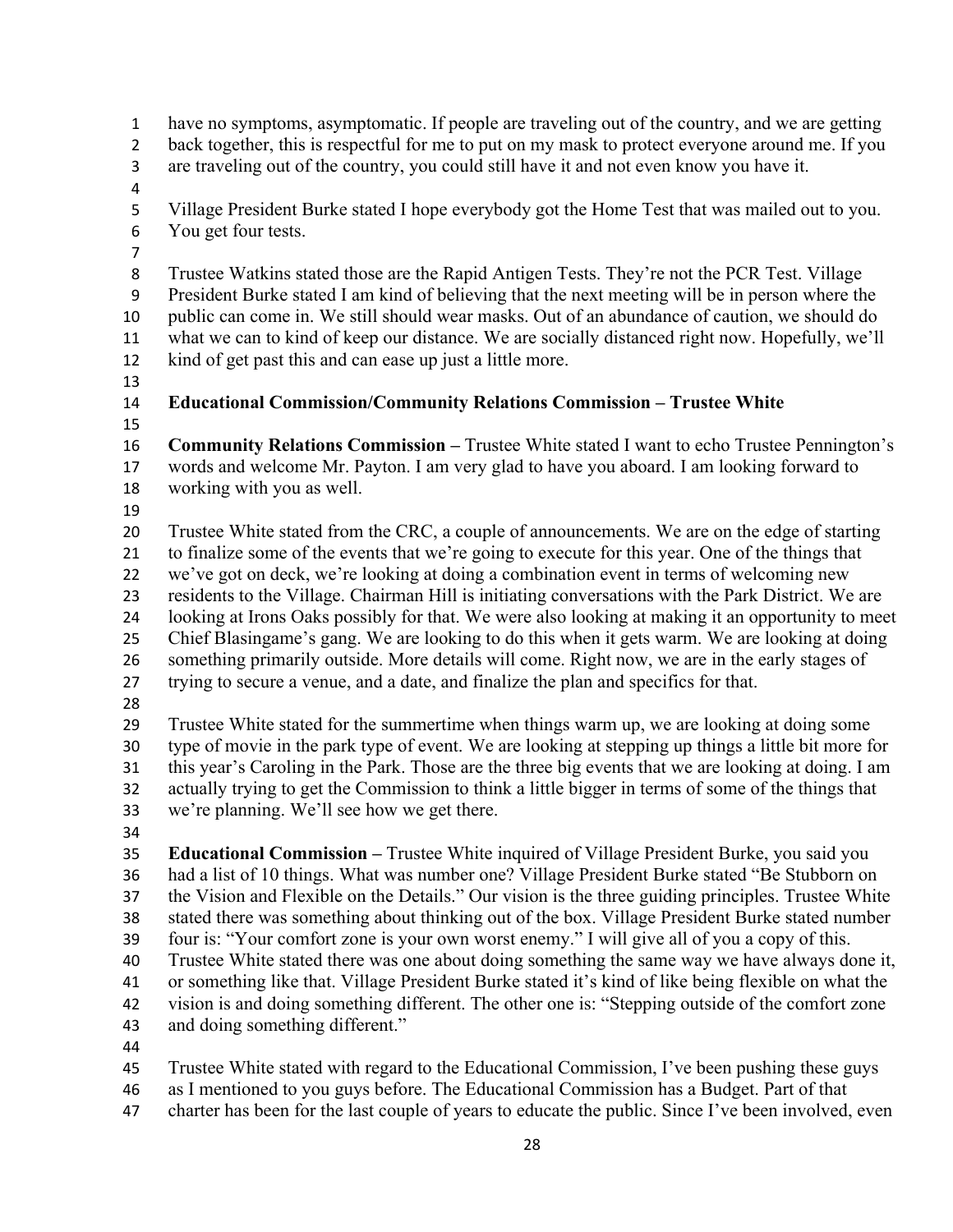have no symptoms, asymptomatic. If people are traveling out of the country, and we are getting back together, this is respectful for me to put on my mask to protect everyone around me. If you are traveling out of the country, you could still have it and not even know you have it.

Village President Burke stated I hope everybody got the Home Test that was mailed out to you. You get four tests.

Trustee Watkins stated those are the Rapid Antigen Tests. They're not the PCR Test. Village President Burke stated I am kind of believing that the next meeting will be in person where the public can come in. We still should wear masks. Out of an abundance of caution, we should do what we can to kind of keep our distance. We are socially distanced right now. Hopefully, we'll kind of get past this and can ease up just a little more.

**Educational Commission/Community Relations Commission – Trustee White**

**Community Relations Commission –** Trustee White stated I want to echo Trustee Pennington's words and welcome Mr. Payton. I am very glad to have you aboard. I am looking forward to working with you as well.

Trustee White stated from the CRC, a couple of announcements. We are on the edge of starting to finalize some of the events that we're going to execute for this year. One of the things that we've got on deck, we're looking at doing a combination event in terms of welcoming new residents to the Village. Chairman Hill is initiating conversations with the Park District. We are looking at Irons Oaks possibly for that. We were also looking at making it an opportunity to meet Chief Blasingame's gang. We are looking to do this when it gets warm. We are looking at doing something primarily outside. More details will come. Right now, we are in the early stages of trying to secure a venue, and a date, and finalize the plan and specifics for that.

Trustee White stated for the summertime when things warm up, we are looking at doing some type of movie in the park type of event. We are looking at stepping up things a little bit more for this year's Caroling in the Park. Those are the three big events that we are looking at doing. I am actually trying to get the Commission to think a little bigger in terms of some of the things that we're planning. We'll see how we get there.

**Educational Commission –** Trustee White inquired of Village President Burke, you said you had a list of 10 things. What was number one? Village President Burke stated "Be Stubborn on the Vision and Flexible on the Details." Our vision is the three guiding principles. Trustee White stated there was something about thinking out of the box. Village President Burke stated number four is: "Your comfort zone is your own worst enemy." I will give all of you a copy of this. Trustee White stated there was one about doing something the same way we have always done it, or something like that. Village President Burke stated it's kind of like being flexible on what the vision is and doing something different. The other one is: "Stepping outside of the comfort zone and doing something different."

Trustee White stated with regard to the Educational Commission, I've been pushing these guys as I mentioned to you guys before. The Educational Commission has a Budget. Part of that charter has been for the last couple of years to educate the public. Since I've been involved, even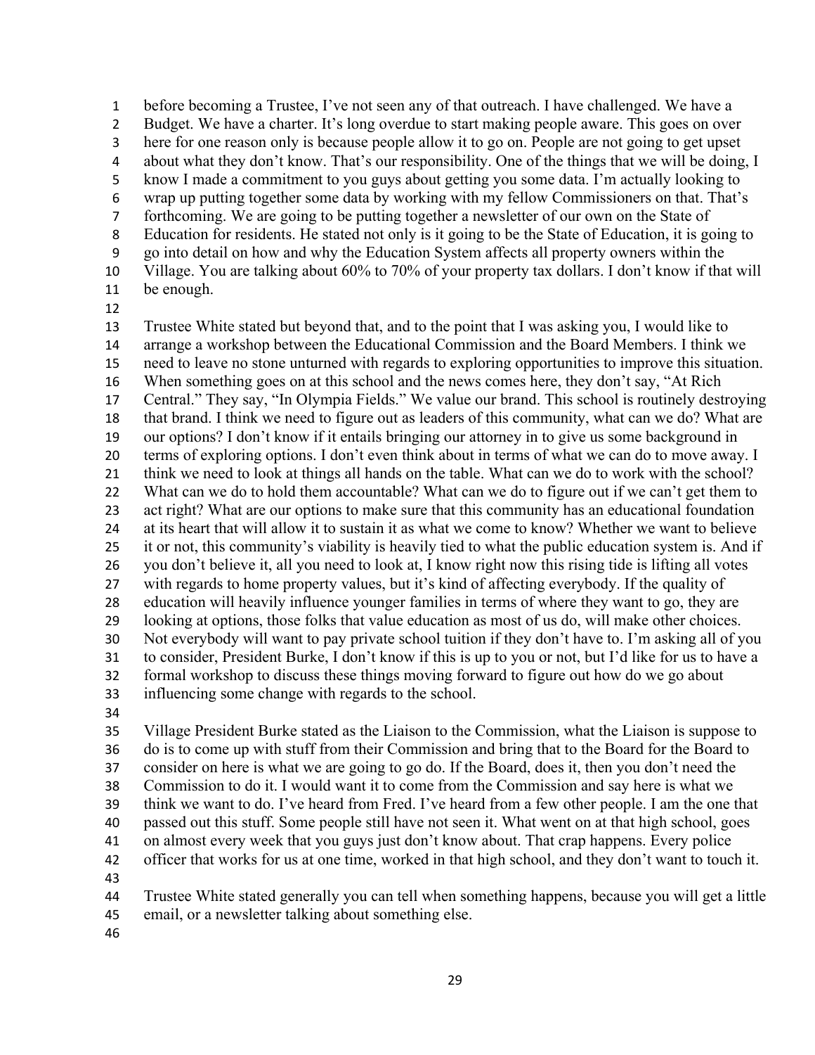before becoming a Trustee, I've not seen any of that outreach. I have challenged. We have a Budget. We have a charter. It's long overdue to start making people aware. This goes on over here for one reason only is because people allow it to go on. People are not going to get upset about what they don't know. That's our responsibility. One of the things that we will be doing, I know I made a commitment to you guys about getting you some data. I'm actually looking to wrap up putting together some data by working with my fellow Commissioners on that. That's forthcoming. We are going to be putting together a newsletter of our own on the State of Education for residents. He stated not only is it going to be the State of Education, it is going to go into detail on how and why the Education System affects all property owners within the Village. You are talking about 60% to 70% of your property tax dollars. I don't know if that will be enough.

Trustee White stated but beyond that, and to the point that I was asking you, I would like to arrange a workshop between the Educational Commission and the Board Members. I think we need to leave no stone unturned with regards to exploring opportunities to improve this situation. When something goes on at this school and the news comes here, they don't say, "At Rich Central." They say, "In Olympia Fields." We value our brand. This school is routinely destroying that brand. I think we need to figure out as leaders of this community, what can we do? What are our options? I don't know if it entails bringing our attorney in to give us some background in terms of exploring options. I don't even think about in terms of what we can do to move away. I think we need to look at things all hands on the table. What can we do to work with the school? What can we do to hold them accountable? What can we do to figure out if we can't get them to act right? What are our options to make sure that this community has an educational foundation at its heart that will allow it to sustain it as what we come to know? Whether we want to believe it or not, this community's viability is heavily tied to what the public education system is. And if you don't believe it, all you need to look at, I know right now this rising tide is lifting all votes with regards to home property values, but it's kind of affecting everybody. If the quality of education will heavily influence younger families in terms of where they want to go, they are looking at options, those folks that value education as most of us do, will make other choices. Not everybody will want to pay private school tuition if they don't have to. I'm asking all of you to consider, President Burke, I don't know if this is up to you or not, but I'd like for us to have a formal workshop to discuss these things moving forward to figure out how do we go about influencing some change with regards to the school.

Village President Burke stated as the Liaison to the Commission, what the Liaison is suppose to do is to come up with stuff from their Commission and bring that to the Board for the Board to consider on here is what we are going to go do. If the Board, does it, then you don't need the Commission to do it. I would want it to come from the Commission and say here is what we think we want to do. I've heard from Fred. I've heard from a few other people. I am the one that passed out this stuff. Some people still have not seen it. What went on at that high school, goes on almost every week that you guys just don't know about. That crap happens. Every police officer that works for us at one time, worked in that high school, and they don't want to touch it.

Trustee White stated generally you can tell when something happens, because you will get a little email, or a newsletter talking about something else.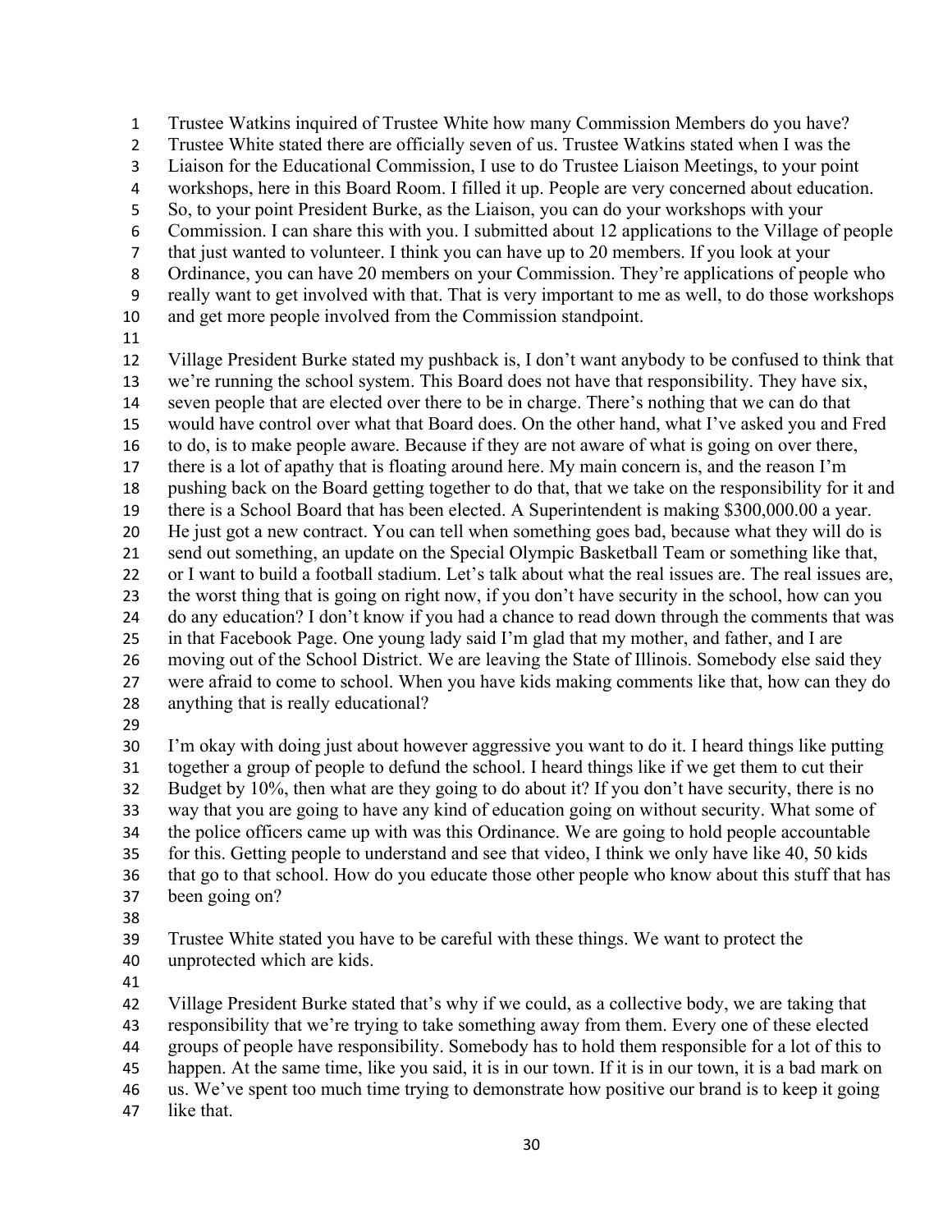Trustee Watkins inquired of Trustee White how many Commission Members do you have? Trustee White stated there are officially seven of us. Trustee Watkins stated when I was the Liaison for the Educational Commission, I use to do Trustee Liaison Meetings, to your point workshops, here in this Board Room. I filled it up. People are very concerned about education. So, to your point President Burke, as the Liaison, you can do your workshops with your Commission. I can share this with you. I submitted about 12 applications to the Village of people that just wanted to volunteer. I think you can have up to 20 members. If you look at your Ordinance, you can have 20 members on your Commission. They're applications of people who really want to get involved with that. That is very important to me as well, to do those workshops and get more people involved from the Commission standpoint.

Village President Burke stated my pushback is, I don't want anybody to be confused to think that we're running the school system. This Board does not have that responsibility. They have six, seven people that are elected over there to be in charge. There's nothing that we can do that would have control over what that Board does. On the other hand, what I've asked you and Fred to do, is to make people aware. Because if they are not aware of what is going on over there, there is a lot of apathy that is floating around here. My main concern is, and the reason I'm pushing back on the Board getting together to do that, that we take on the responsibility for it and there is a School Board that has been elected. A Superintendent is making $300,000.00 a year. He just got a new contract. You can tell when something goes bad, because what they will do is send out something, an update on the Special Olympic Basketball Team or something like that, or I want to build a football stadium. Let's talk about what the real issues are. The real issues are, the worst thing that is going on right now, if you don't have security in the school, how can you do any education? I don't know if you had a chance to read down through the comments that was in that Facebook Page. One young lady said I'm glad that my mother, and father, and I are moving out of the School District. We are leaving the State of Illinois. Somebody else said they were afraid to come to school. When you have kids making comments like that, how can they do anything that is really educational?

I'm okay with doing just about however aggressive you want to do it. I heard things like putting together a group of people to defund the school. I heard things like if we get them to cut their Budget by 10%, then what are they going to do about it? If you don't have security, there is no way that you are going to have any kind of education going on without security. What some of the police officers came up with was this Ordinance. We are going to hold people accountable for this. Getting people to understand and see that video, I think we only have like 40, 50 kids that go to that school. How do you educate those other people who know about this stuff that has been going on?

Trustee White stated you have to be careful with these things. We want to protect the unprotected which are kids.

Village President Burke stated that's why if we could, as a collective body, we are taking that responsibility that we're trying to take something away from them. Every one of these elected groups of people have responsibility. Somebody has to hold them responsible for a lot of this to happen. At the same time, like you said, it is in our town. If it is in our town, it is a bad mark on us. We've spent too much time trying to demonstrate how positive our brand is to keep it going like that.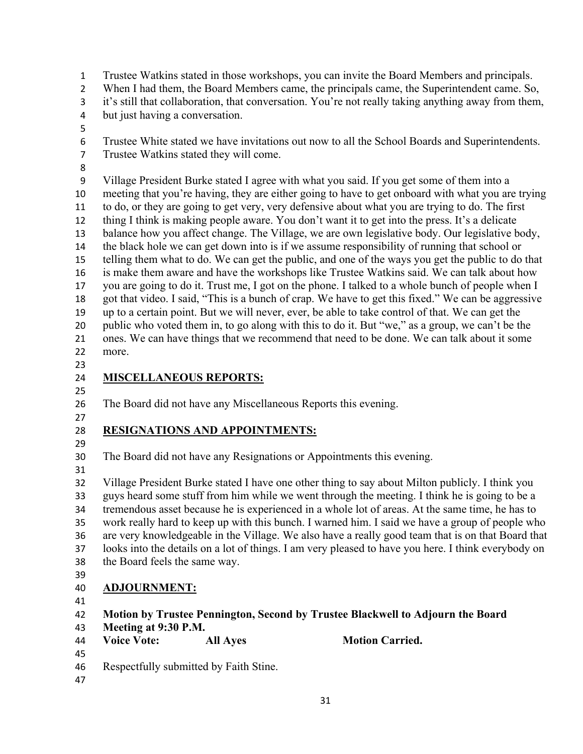Trustee Watkins stated in those workshops, you can invite the Board Members and principals. When I had them, the Board Members came, the principals came, the Superintendent came. So, it's still that collaboration, that conversation. You're not really taking anything away from them, but just having a conversation.

Trustee White stated we have invitations out now to all the School Boards and Superintendents. Trustee Watkins stated they will come.

Village President Burke stated I agree with what you said. If you get some of them into a meeting that you're having, they are either going to have to get onboard with what you are trying to do, or they are going to get very, very defensive about what you are trying to do. The first thing I think is making people aware. You don't want it to get into the press. It's a delicate balance how you affect change. The Village, we are own legislative body. Our legislative body, the black hole we can get down into is if we assume responsibility of running that school or telling them what to do. We can get the public, and one of the ways you get the public to do that is make them aware and have the workshops like Trustee Watkins said. We can talk about how you are going to do it. Trust me, I got on the phone. I talked to a whole bunch of people when I got that video. I said, "This is a bunch of crap. We have to get this fixed." We can be aggressive up to a certain point. But we will never, ever, be able to take control of that. We can get the public who voted them in, to go along with this to do it. But "we," as a group, we can't be the ones. We can have things that we recommend that need to be done. We can talk about it some more.

## MISCELLANEOUS REPORTS:

The Board did not have any Miscellaneous Reports this evening.

## RESIGNATIONS AND APPOINTMENTS:

The Board did not have any Resignations or Appointments this evening.

Village President Burke stated I have one other thing to say about Milton publicly. I think you guys heard some stuff from him while we went through the meeting. I think he is going to be a tremendous asset because he is experienced in a whole lot of areas. At the same time, he has to work really hard to keep up with this bunch. I warned him. I said we have a group of people who are very knowledgeable in the Village. We also have a really good team that is on that Board that looks into the details on a lot of things. I am very pleased to have you here. I think everybody on the Board feels the same way.

## ADJOURNMENT:

**Motion by Trustee Pennington, Second by Trustee Blackwell to Adjourn the Board Meeting at 9:30 P.M.**
**Voice Vote: All Ayes Motion Carried.**

Respectfully submitted by Faith Stine.